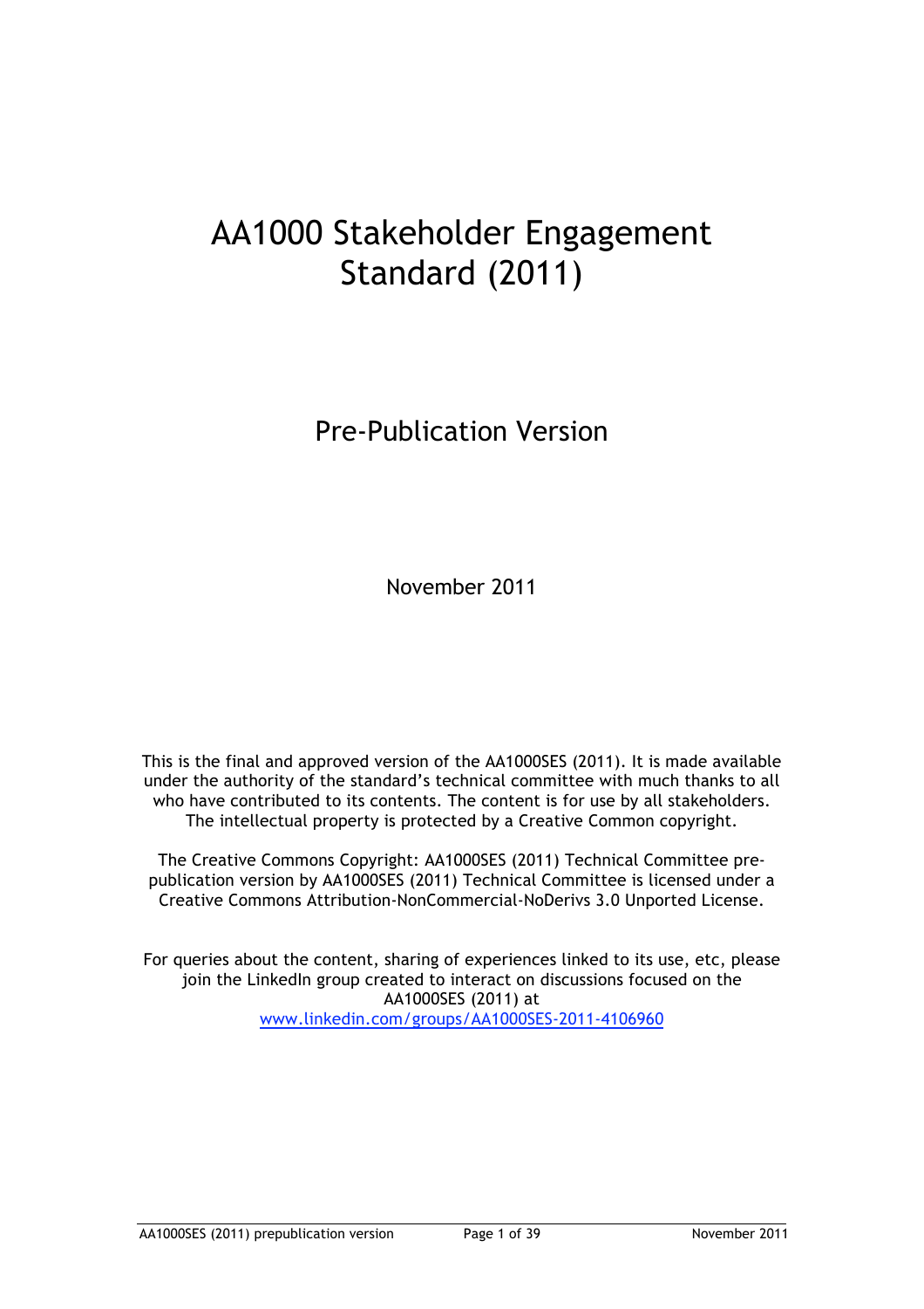# AA1000 Stakeholder Engagement Standard (2011)

## Pre-Publication Version

November 2011

This is the final and approved version of the AA1000SES (2011). It is made available under the authority of the standard's technical committee with much thanks to all who have contributed to its contents. The content is for use by all stakeholders. The intellectual property is protected by a Creative Common copyright.

The Creative Commons Copyright: AA1000SES (2011) Technical Committee pre-publication version by AA1000SES (2011) Technical Committee is licensed under a Creative Commons Attribution-NonCommercial-NoDerivs 3.0 Unported License.

For queries about the content, sharing of experiences linked to its use, etc, please join the LinkedIn group created to interact on discussions focused on the AA1000SES (2011) at [www.linkedin.com/groups/AA1000SES-2011-4106960](http://www.linkedin.com/groups/AA1000SES-2011-4106960)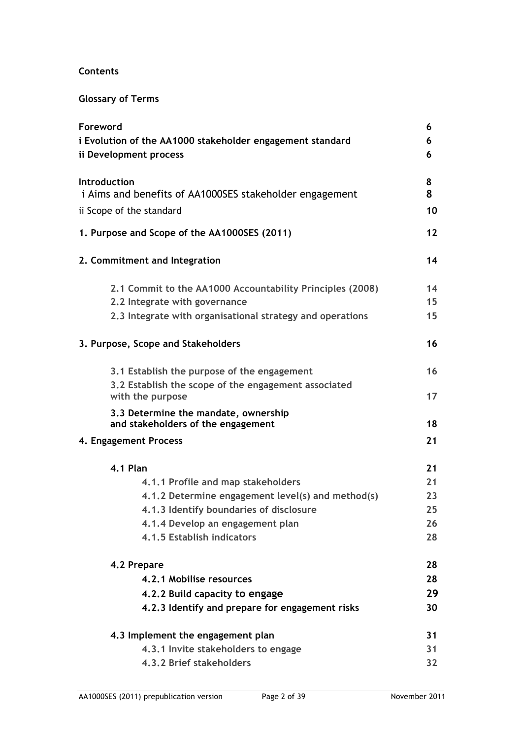**Contents**

**Glossary of Terms**

| | |
|---|---|
| **Foreword** | **6** |
| **i Evolution of the AA1000 stakeholder engagement standard** | **6** |
| **ii Development process** | **6** |
| **Introduction** | **8** |
| i Aims and benefits of AA1000SES stakeholder engagement | **8** |
| ii Scope of the standard | **10** |
| **1. Purpose and Scope of the AA1000SES (2011)** | **12** |
| **2. Commitment and Integration** | **14** |
| **2.1 Commit to the AA1000 Accountability Principles (2008)** | **14** |
| **2.2 Integrate with governance** | **15** |
| **2.3 Integrate with organisational strategy and operations** | **15** |
| **3. Purpose, Scope and Stakeholders** | **16** |
| **3.1 Establish the purpose of the engagement** | **16** |
| **3.2 Establish the scope of the engagement associated with the purpose** | **17** |
| **3.3 Determine the mandate, ownership and stakeholders of the engagement** | **18** |
| **4. Engagement Process** | **21** |
| **4.1 Plan** | **21** |
| **4.1.1 Profile and map stakeholders** | **21** |
| **4.1.2 Determine engagement level(s) and method(s)** | **23** |
| **4.1.3 Identify boundaries of disclosure** | **25** |
| **4.1.4 Develop an engagement plan** | **26** |
| **4.1.5 Establish indicators** | **28** |
| **4.2 Prepare** | **28** |
| **4.2.1 Mobilise resources** | **28** |
| **4.2.2 Build capacity to engage** | **29** |
| **4.2.3 Identify and prepare for engagement risks** | **30** |
| **4.3 Implement the engagement plan** | **31** |
| **4.3.1 Invite stakeholders to engage** | **31** |
| **4.3.2 Brief stakeholders** | **32** |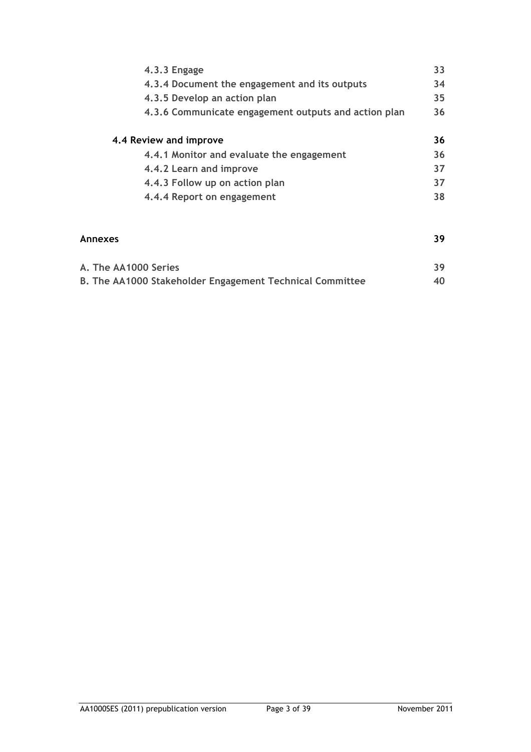| | |
|---|---|
| 4.3.3 Engage | 33 |
| 4.3.4 Document the engagement and its outputs | 34 |
| 4.3.5 Develop an action plan | 35 |
| 4.3.6 Communicate engagement outputs and action plan | 36 |
| **4.4 Review and improve** | **36** |
| 4.4.1 Monitor and evaluate the engagement | 36 |
| 4.4.2 Learn and improve | 37 |
| 4.4.3 Follow up on action plan | 37 |
| 4.4.4 Report on engagement | 38 |
| **Annexes** | **39** |
| A. The AA1000 Series | 39 |
| B. The AA1000 Stakeholder Engagement Technical Committee | 40 |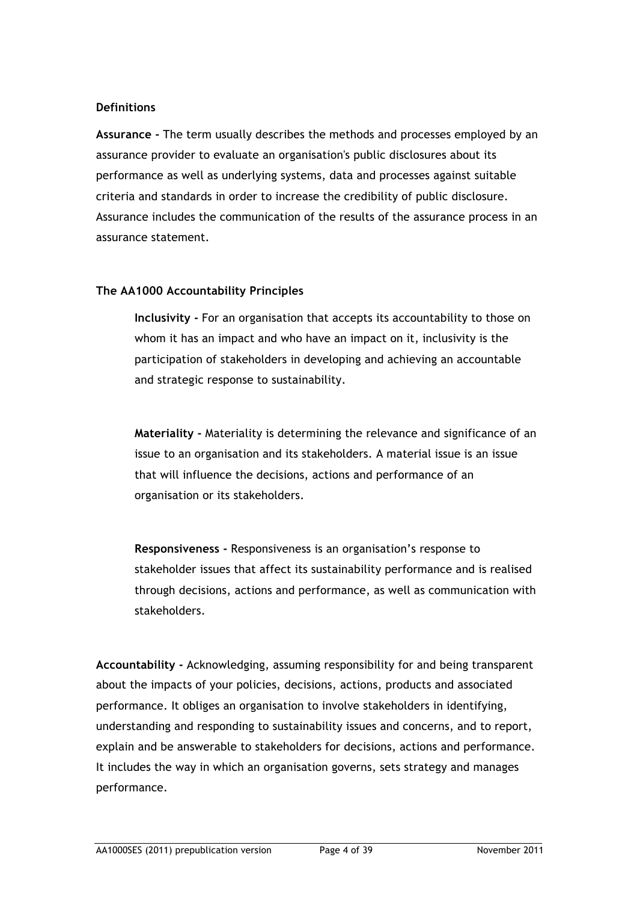## Definitions

**Assurance -** The term usually describes the methods and processes employed by an assurance provider to evaluate an organisation's public disclosures about its performance as well as underlying systems, data and processes against suitable criteria and standards in order to increase the credibility of public disclosure. Assurance includes the communication of the results of the assurance process in an assurance statement.

## The AA1000 Accountability Principles

**Inclusivity -** For an organisation that accepts its accountability to those on whom it has an impact and who have an impact on it, inclusivity is the participation of stakeholders in developing and achieving an accountable and strategic response to sustainability.

**Materiality -** Materiality is determining the relevance and significance of an issue to an organisation and its stakeholders. A material issue is an issue that will influence the decisions, actions and performance of an organisation or its stakeholders.

**Responsiveness -** Responsiveness is an organisation's response to stakeholder issues that affect its sustainability performance and is realised through decisions, actions and performance, as well as communication with stakeholders.

**Accountability -** Acknowledging, assuming responsibility for and being transparent about the impacts of your policies, decisions, actions, products and associated performance. It obliges an organisation to involve stakeholders in identifying, understanding and responding to sustainability issues and concerns, and to report, explain and be answerable to stakeholders for decisions, actions and performance. It includes the way in which an organisation governs, sets strategy and manages performance.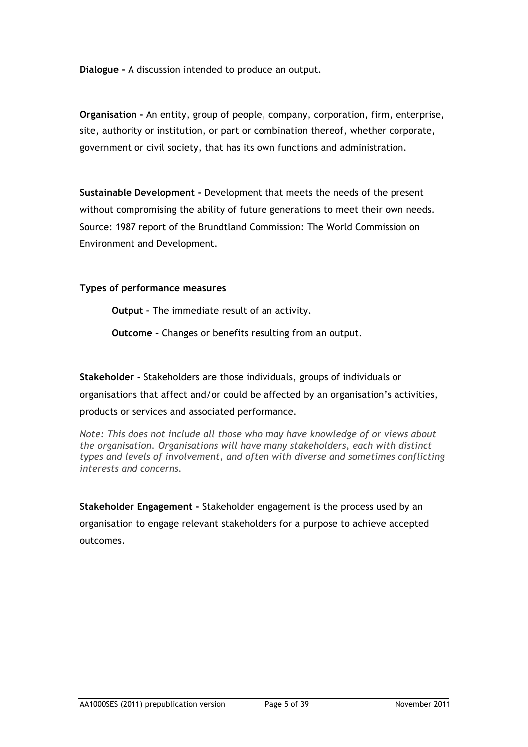**Dialogue -** A discussion intended to produce an output.

**Organisation -** An entity, group of people, company, corporation, firm, enterprise, site, authority or institution, or part or combination thereof, whether corporate, government or civil society, that has its own functions and administration.

**Sustainable Development -** Development that meets the needs of the present without compromising the ability of future generations to meet their own needs. Source: 1987 report of the Brundtland Commission: The World Commission on Environment and Development.

**Types of performance measures**

> **Output** – The immediate result of an activity.
>
> **Outcome** – Changes or benefits resulting from an output.

**Stakeholder -** Stakeholders are those individuals, groups of individuals or organisations that affect and/or could be affected by an organisation's activities, products or services and associated performance.

*Note: This does not include all those who may have knowledge of or views about the organisation. Organisations will have many stakeholders, each with distinct types and levels of involvement, and often with diverse and sometimes conflicting interests and concerns.*

**Stakeholder Engagement -** Stakeholder engagement is the process used by an organisation to engage relevant stakeholders for a purpose to achieve accepted outcomes.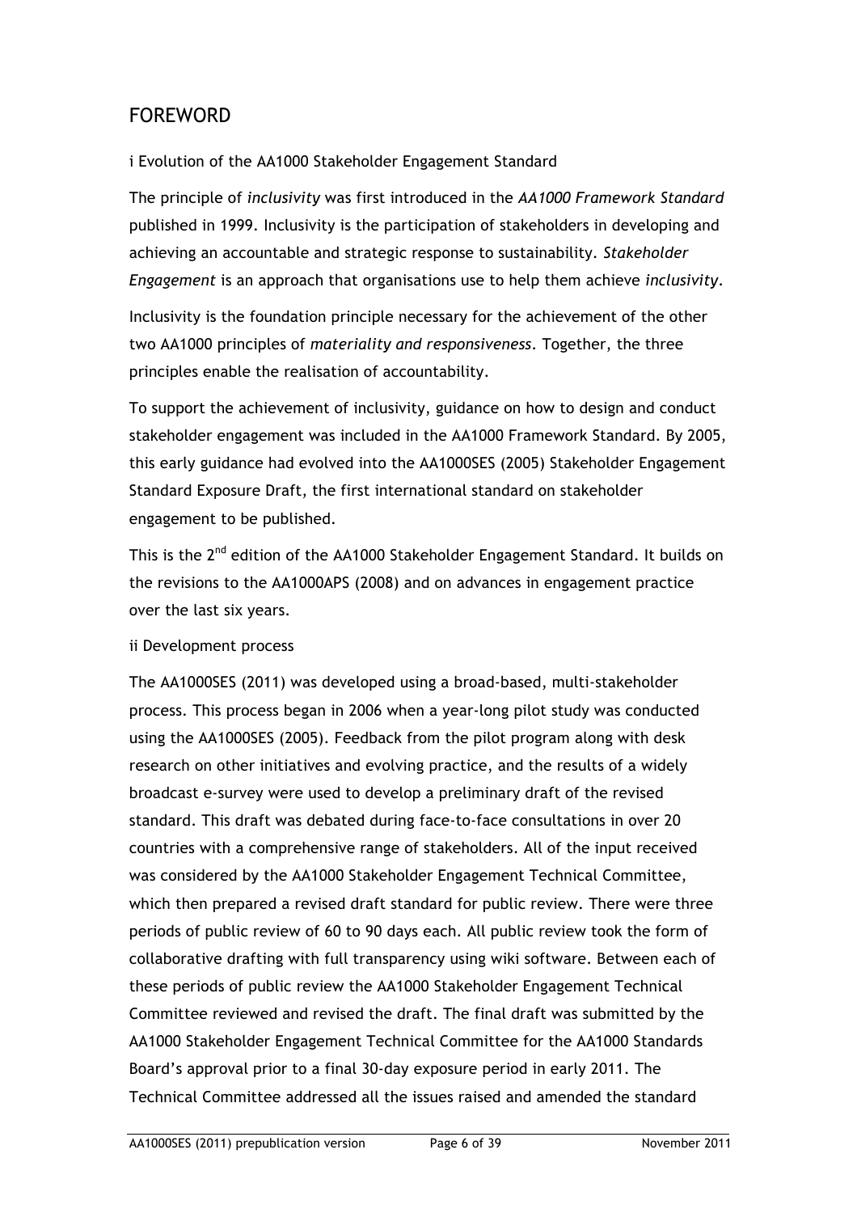## FOREWORD

i Evolution of the AA1000 Stakeholder Engagement Standard

The principle of *inclusivity* was first introduced in the *AA1000 Framework Standard* published in 1999. Inclusivity is the participation of stakeholders in developing and achieving an accountable and strategic response to sustainability. *Stakeholder Engagement* is an approach that organisations use to help them achieve *inclusivity*.

Inclusivity is the foundation principle necessary for the achievement of the other two AA1000 principles of *materiality and responsiveness*. Together, the three principles enable the realisation of accountability.

To support the achievement of inclusivity, guidance on how to design and conduct stakeholder engagement was included in the AA1000 Framework Standard. By 2005, this early guidance had evolved into the AA1000SES (2005) Stakeholder Engagement Standard Exposure Draft, the first international standard on stakeholder engagement to be published.

This is the 2nd edition of the AA1000 Stakeholder Engagement Standard. It builds on the revisions to the AA1000APS (2008) and on advances in engagement practice over the last six years.

ii Development process

The AA1000SES (2011) was developed using a broad-based, multi-stakeholder process. This process began in 2006 when a year-long pilot study was conducted using the AA1000SES (2005). Feedback from the pilot program along with desk research on other initiatives and evolving practice, and the results of a widely broadcast e-survey were used to develop a preliminary draft of the revised standard. This draft was debated during face-to-face consultations in over 20 countries with a comprehensive range of stakeholders. All of the input received was considered by the AA1000 Stakeholder Engagement Technical Committee, which then prepared a revised draft standard for public review. There were three periods of public review of 60 to 90 days each. All public review took the form of collaborative drafting with full transparency using wiki software. Between each of these periods of public review the AA1000 Stakeholder Engagement Technical Committee reviewed and revised the draft. The final draft was submitted by the AA1000 Stakeholder Engagement Technical Committee for the AA1000 Standards Board's approval prior to a final 30-day exposure period in early 2011. The Technical Committee addressed all the issues raised and amended the standard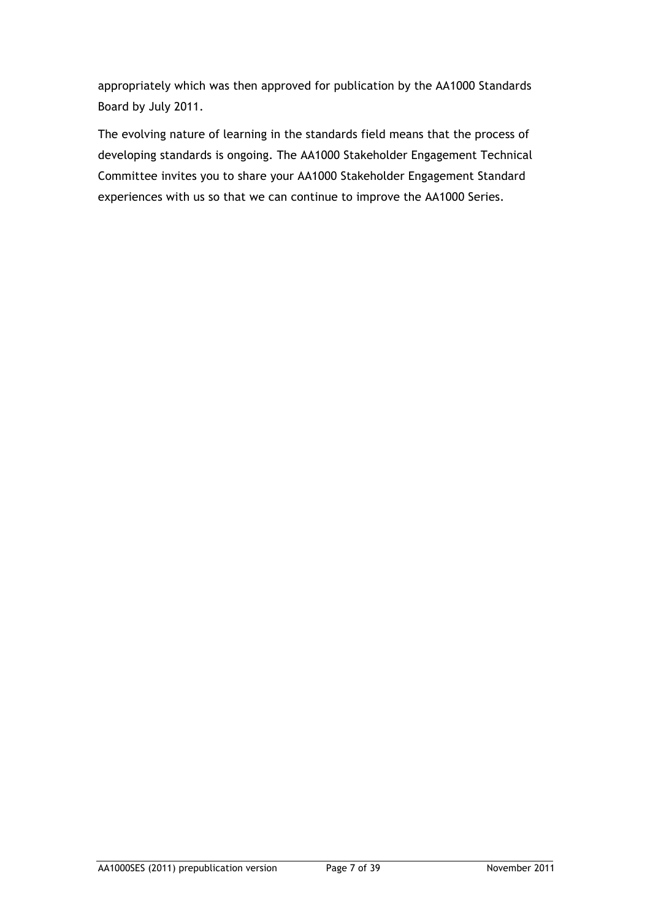appropriately which was then approved for publication by the AA1000 Standards Board by July 2011.

The evolving nature of learning in the standards field means that the process of developing standards is ongoing. The AA1000 Stakeholder Engagement Technical Committee invites you to share your AA1000 Stakeholder Engagement Standard experiences with us so that we can continue to improve the AA1000 Series.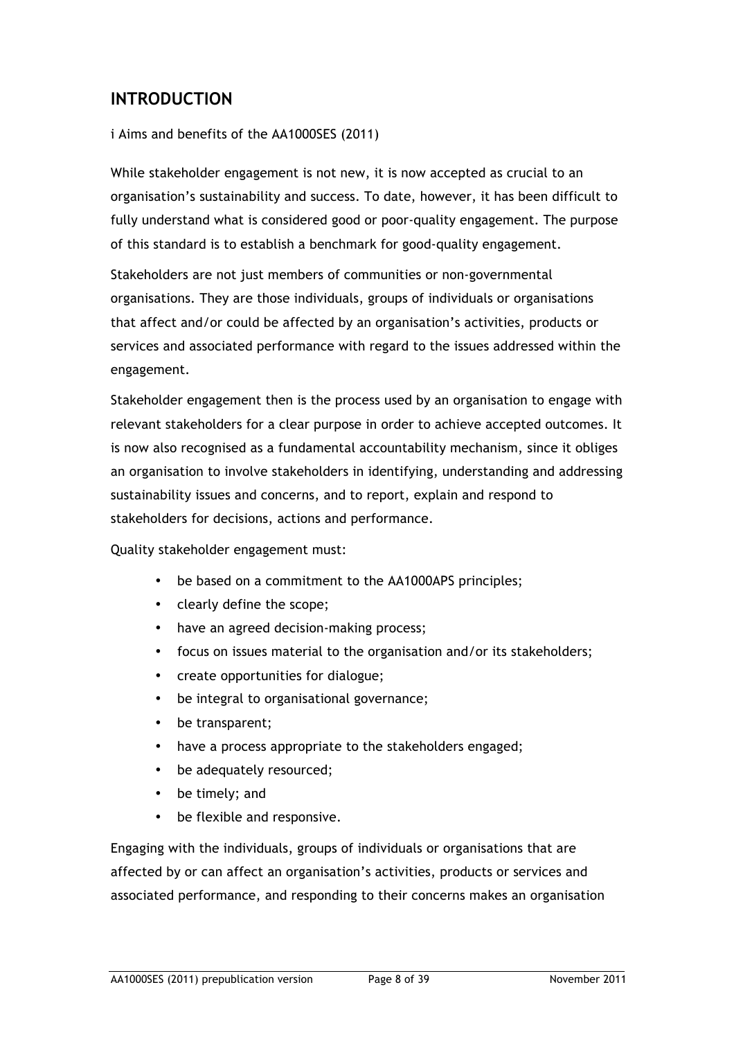## INTRODUCTION

i Aims and benefits of the AA1000SES (2011)

While stakeholder engagement is not new, it is now accepted as crucial to an organisation's sustainability and success. To date, however, it has been difficult to fully understand what is considered good or poor-quality engagement. The purpose of this standard is to establish a benchmark for good-quality engagement.

Stakeholders are not just members of communities or non-governmental organisations. They are those individuals, groups of individuals or organisations that affect and/or could be affected by an organisation's activities, products or services and associated performance with regard to the issues addressed within the engagement.

Stakeholder engagement then is the process used by an organisation to engage with relevant stakeholders for a clear purpose in order to achieve accepted outcomes. It is now also recognised as a fundamental accountability mechanism, since it obliges an organisation to involve stakeholders in identifying, understanding and addressing sustainability issues and concerns, and to report, explain and respond to stakeholders for decisions, actions and performance.

Quality stakeholder engagement must:

- be based on a commitment to the AA1000APS principles;
- clearly define the scope;
- have an agreed decision-making process;
- focus on issues material to the organisation and/or its stakeholders;
- create opportunities for dialogue;
- be integral to organisational governance;
- be transparent;
- have a process appropriate to the stakeholders engaged;
- be adequately resourced;
- be timely; and
- be flexible and responsive.

Engaging with the individuals, groups of individuals or organisations that are affected by or can affect an organisation's activities, products or services and associated performance, and responding to their concerns makes an organisation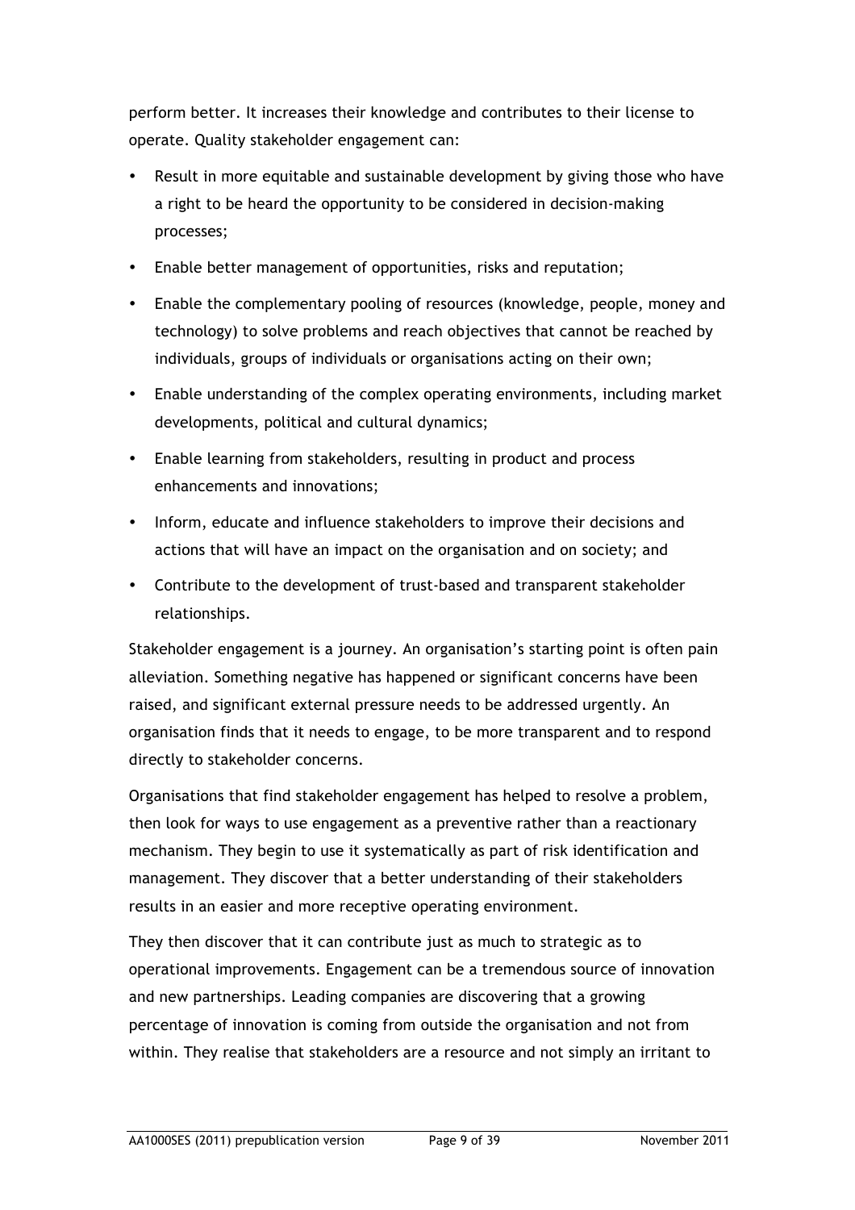perform better. It increases their knowledge and contributes to their license to operate. Quality stakeholder engagement can:

- Result in more equitable and sustainable development by giving those who have a right to be heard the opportunity to be considered in decision-making processes;
- Enable better management of opportunities, risks and reputation;
- Enable the complementary pooling of resources (knowledge, people, money and technology) to solve problems and reach objectives that cannot be reached by individuals, groups of individuals or organisations acting on their own;
- Enable understanding of the complex operating environments, including market developments, political and cultural dynamics;
- Enable learning from stakeholders, resulting in product and process enhancements and innovations;
- Inform, educate and influence stakeholders to improve their decisions and actions that will have an impact on the organisation and on society; and
- Contribute to the development of trust-based and transparent stakeholder relationships.

Stakeholder engagement is a journey. An organisation's starting point is often pain alleviation. Something negative has happened or significant concerns have been raised, and significant external pressure needs to be addressed urgently. An organisation finds that it needs to engage, to be more transparent and to respond directly to stakeholder concerns.

Organisations that find stakeholder engagement has helped to resolve a problem, then look for ways to use engagement as a preventive rather than a reactionary mechanism. They begin to use it systematically as part of risk identification and management. They discover that a better understanding of their stakeholders results in an easier and more receptive operating environment.

They then discover that it can contribute just as much to strategic as to operational improvements. Engagement can be a tremendous source of innovation and new partnerships. Leading companies are discovering that a growing percentage of innovation is coming from outside the organisation and not from within. They realise that stakeholders are a resource and not simply an irritant to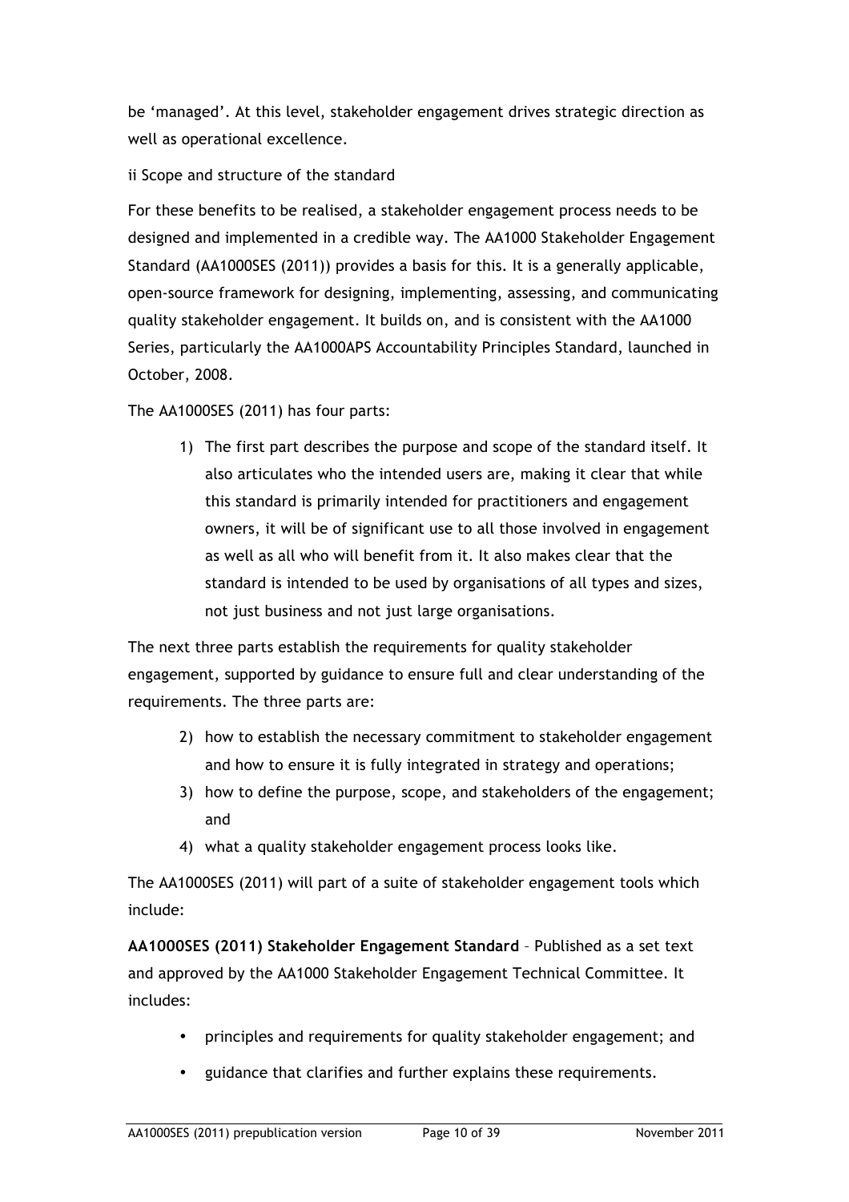be 'managed'. At this level, stakeholder engagement drives strategic direction as well as operational excellence.

## ii Scope and structure of the standard

For these benefits to be realised, a stakeholder engagement process needs to be designed and implemented in a credible way. The AA1000 Stakeholder Engagement Standard (AA1000SES (2011)) provides a basis for this. It is a generally applicable, open-source framework for designing, implementing, assessing, and communicating quality stakeholder engagement. It builds on, and is consistent with the AA1000 Series, particularly the AA1000APS Accountability Principles Standard, launched in October, 2008.

The AA1000SES (2011) has four parts:

1) The first part describes the purpose and scope of the standard itself. It also articulates who the intended users are, making it clear that while this standard is primarily intended for practitioners and engagement owners, it will be of significant use to all those involved in engagement as well as all who will benefit from it. It also makes clear that the standard is intended to be used by organisations of all types and sizes, not just business and not just large organisations.

The next three parts establish the requirements for quality stakeholder engagement, supported by guidance to ensure full and clear understanding of the requirements. The three parts are:

2) how to establish the necessary commitment to stakeholder engagement and how to ensure it is fully integrated in strategy and operations;
3) how to define the purpose, scope, and stakeholders of the engagement; and
4) what a quality stakeholder engagement process looks like.

The AA1000SES (2011) will part of a suite of stakeholder engagement tools which include:

**AA1000SES (2011) Stakeholder Engagement Standard** – Published as a set text and approved by the AA1000 Stakeholder Engagement Technical Committee. It includes:

- principles and requirements for quality stakeholder engagement; and
- guidance that clarifies and further explains these requirements.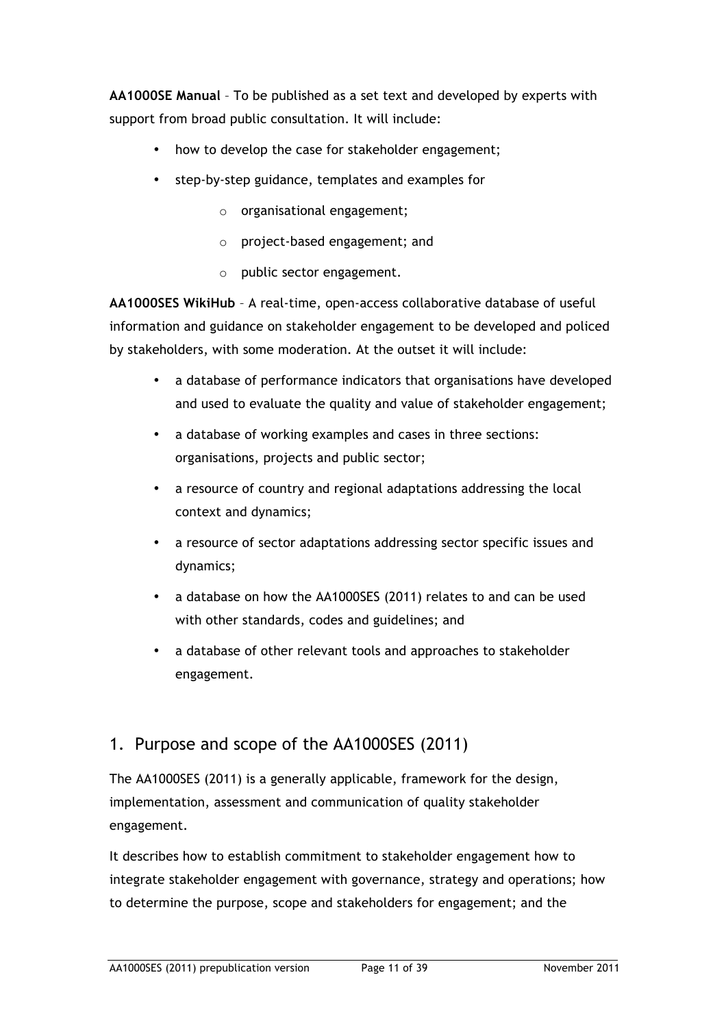**AA1000SE Manual** – To be published as a set text and developed by experts with support from broad public consultation. It will include:

- how to develop the case for stakeholder engagement;
- step-by-step guidance, templates and examples for
    - organisational engagement;
    - project-based engagement; and
    - public sector engagement.

**AA1000SES WikiHub** – A real-time, open-access collaborative database of useful information and guidance on stakeholder engagement to be developed and policed by stakeholders, with some moderation. At the outset it will include:

- a database of performance indicators that organisations have developed and used to evaluate the quality and value of stakeholder engagement;
- a database of working examples and cases in three sections: organisations, projects and public sector;
- a resource of country and regional adaptations addressing the local context and dynamics;
- a resource of sector adaptations addressing sector specific issues and dynamics;
- a database on how the AA1000SES (2011) relates to and can be used with other standards, codes and guidelines; and
- a database of other relevant tools and approaches to stakeholder engagement.

## 1. Purpose and scope of the AA1000SES (2011)

The AA1000SES (2011) is a generally applicable, framework for the design, implementation, assessment and communication of quality stakeholder engagement.

It describes how to establish commitment to stakeholder engagement how to integrate stakeholder engagement with governance, strategy and operations; how to determine the purpose, scope and stakeholders for engagement; and the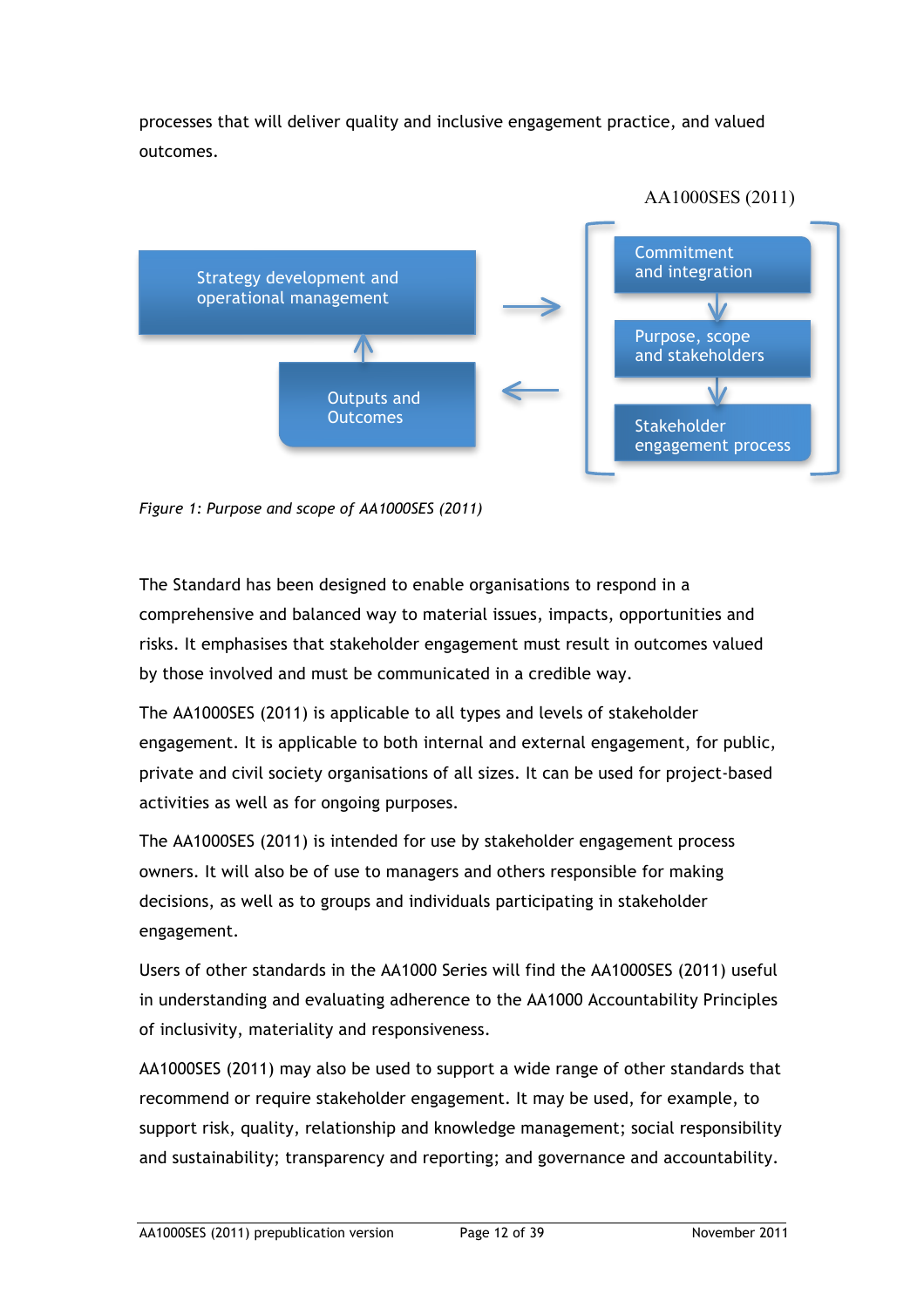processes that will deliver quality and inclusive engagement practice, and valued outcomes.

AA1000SES (2011)

Strategy development and operational management

Outputs and Outcomes

Commitment and integration

Purpose, scope and stakeholders

Stakeholder engagement process

*Figure 1: Purpose and scope of AA1000SES (2011)*

The Standard has been designed to enable organisations to respond in a comprehensive and balanced way to material issues, impacts, opportunities and risks. It emphasises that stakeholder engagement must result in outcomes valued by those involved and must be communicated in a credible way.

The AA1000SES (2011) is applicable to all types and levels of stakeholder engagement. It is applicable to both internal and external engagement, for public, private and civil society organisations of all sizes. It can be used for project-based activities as well as for ongoing purposes.

The AA1000SES (2011) is intended for use by stakeholder engagement process owners. It will also be of use to managers and others responsible for making decisions, as well as to groups and individuals participating in stakeholder engagement.

Users of other standards in the AA1000 Series will find the AA1000SES (2011) useful in understanding and evaluating adherence to the AA1000 Accountability Principles of inclusivity, materiality and responsiveness.

AA1000SES (2011) may also be used to support a wide range of other standards that recommend or require stakeholder engagement. It may be used, for example, to support risk, quality, relationship and knowledge management; social responsibility and sustainability; transparency and reporting; and governance and accountability.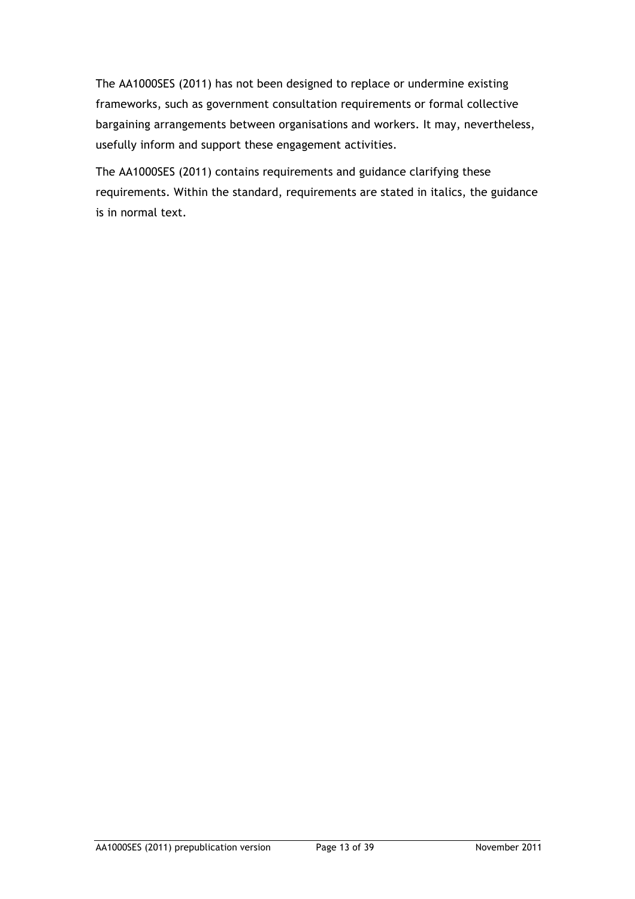The AA1000SES (2011) has not been designed to replace or undermine existing frameworks, such as government consultation requirements or formal collective bargaining arrangements between organisations and workers. It may, nevertheless, usefully inform and support these engagement activities.

The AA1000SES (2011) contains requirements and guidance clarifying these requirements. Within the standard, requirements are stated in italics, the guidance is in normal text.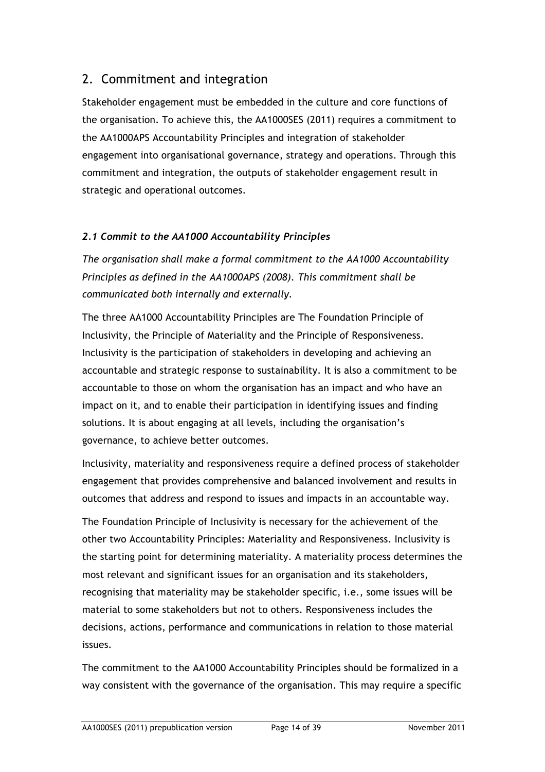## 2. Commitment and integration

Stakeholder engagement must be embedded in the culture and core functions of the organisation. To achieve this, the AA1000SES (2011) requires a commitment to the AA1000APS Accountability Principles and integration of stakeholder engagement into organisational governance, strategy and operations. Through this commitment and integration, the outputs of stakeholder engagement result in strategic and operational outcomes.

### *2.1 Commit to the AA1000 Accountability Principles*

*The organisation shall make a formal commitment to the AA1000 Accountability Principles as defined in the AA1000APS (2008). This commitment shall be communicated both internally and externally.*

The three AA1000 Accountability Principles are The Foundation Principle of Inclusivity, the Principle of Materiality and the Principle of Responsiveness. Inclusivity is the participation of stakeholders in developing and achieving an accountable and strategic response to sustainability. It is also a commitment to be accountable to those on whom the organisation has an impact and who have an impact on it, and to enable their participation in identifying issues and finding solutions. It is about engaging at all levels, including the organisation's governance, to achieve better outcomes.

Inclusivity, materiality and responsiveness require a defined process of stakeholder engagement that provides comprehensive and balanced involvement and results in outcomes that address and respond to issues and impacts in an accountable way.

The Foundation Principle of Inclusivity is necessary for the achievement of the other two Accountability Principles: Materiality and Responsiveness. Inclusivity is the starting point for determining materiality. A materiality process determines the most relevant and significant issues for an organisation and its stakeholders, recognising that materiality may be stakeholder specific, i.e., some issues will be material to some stakeholders but not to others. Responsiveness includes the decisions, actions, performance and communications in relation to those material issues.

The commitment to the AA1000 Accountability Principles should be formalized in a way consistent with the governance of the organisation. This may require a specific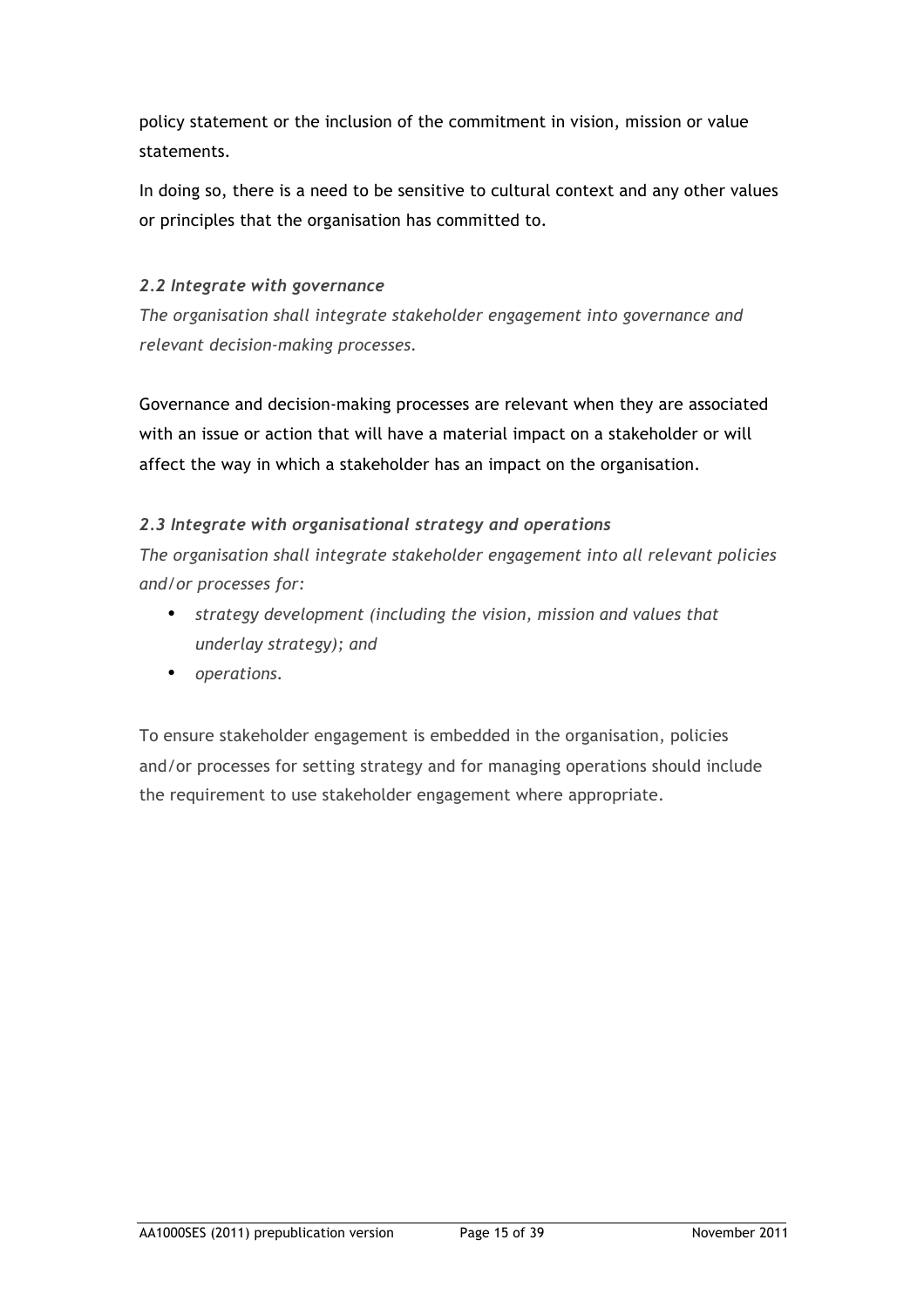policy statement or the inclusion of the commitment in vision, mission or value statements.

In doing so, there is a need to be sensitive to cultural context and any other values or principles that the organisation has committed to.

### *2.2 Integrate with governance*

*The organisation shall integrate stakeholder engagement into governance and relevant decision-making processes.*

Governance and decision-making processes are relevant when they are associated with an issue or action that will have a material impact on a stakeholder or will affect the way in which a stakeholder has an impact on the organisation.

### *2.3 Integrate with organisational strategy and operations*

*The organisation shall integrate stakeholder engagement into all relevant policies and/or processes for:*

- *strategy development (including the vision, mission and values that underlay strategy); and*
- *operations.*

To ensure stakeholder engagement is embedded in the organisation, policies and/or processes for setting strategy and for managing operations should include the requirement to use stakeholder engagement where appropriate.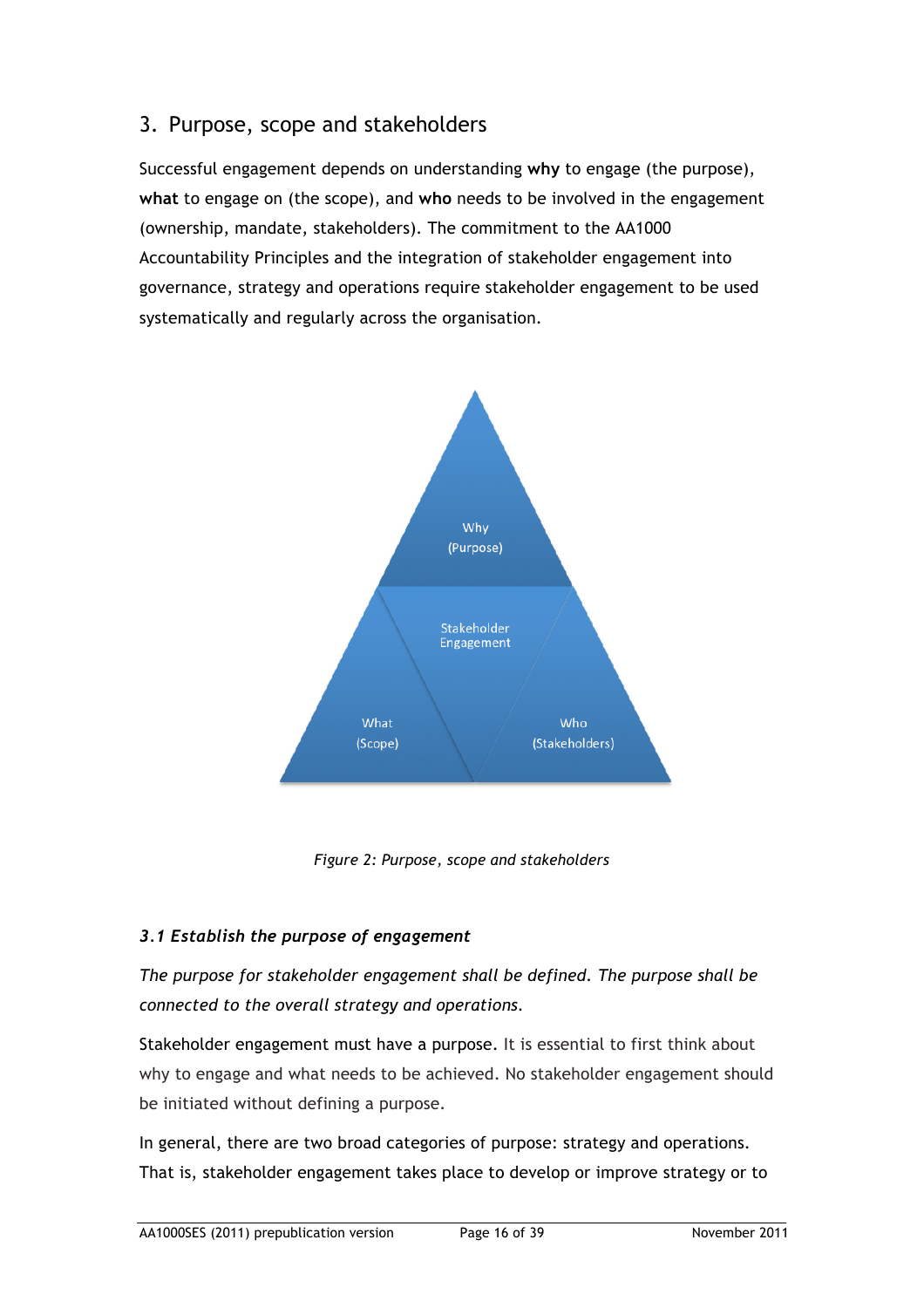## 3. Purpose, scope and stakeholders

Successful engagement depends on understanding **why** to engage (the purpose), **what** to engage on (the scope), and **who** needs to be involved in the engagement (ownership, mandate, stakeholders). The commitment to the AA1000 Accountability Principles and the integration of stakeholder engagement into governance, strategy and operations require stakeholder engagement to be used systematically and regularly across the organisation.

Why
(Purpose)

Stakeholder
Engagement

What
(Scope)

Who
(Stakeholders)

*Figure 2: Purpose, scope and stakeholders*

### *3.1 Establish the purpose of engagement*

*The purpose for stakeholder engagement shall be defined. The purpose shall be connected to the overall strategy and operations.*

Stakeholder engagement must have a purpose. It is essential to first think about why to engage and what needs to be achieved. No stakeholder engagement should be initiated without defining a purpose.

In general, there are two broad categories of purpose: strategy and operations. That is, stakeholder engagement takes place to develop or improve strategy or to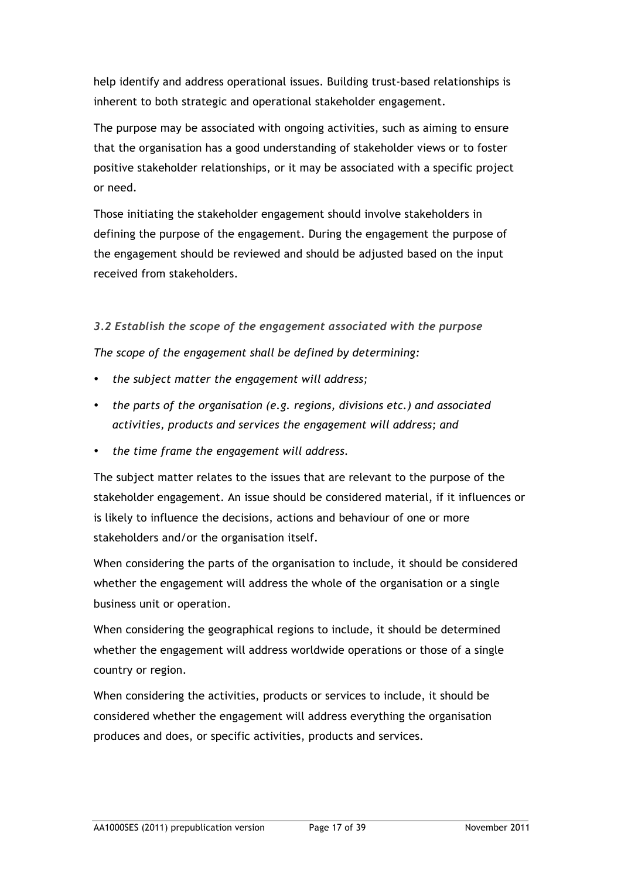help identify and address operational issues. Building trust-based relationships is inherent to both strategic and operational stakeholder engagement.

The purpose may be associated with ongoing activities, such as aiming to ensure that the organisation has a good understanding of stakeholder views or to foster positive stakeholder relationships, or it may be associated with a specific project or need.

Those initiating the stakeholder engagement should involve stakeholders in defining the purpose of the engagement. During the engagement the purpose of the engagement should be reviewed and should be adjusted based on the input received from stakeholders.

### *3.2 Establish the scope of the engagement associated with the purpose*

*The scope of the engagement shall be defined by determining:*

- *the subject matter the engagement will address;*
- *the parts of the organisation (e.g. regions, divisions etc.) and associated activities, products and services the engagement will address; and*
- *the time frame the engagement will address.*

The subject matter relates to the issues that are relevant to the purpose of the stakeholder engagement. An issue should be considered material, if it influences or is likely to influence the decisions, actions and behaviour of one or more stakeholders and/or the organisation itself.

When considering the parts of the organisation to include, it should be considered whether the engagement will address the whole of the organisation or a single business unit or operation.

When considering the geographical regions to include, it should be determined whether the engagement will address worldwide operations or those of a single country or region.

When considering the activities, products or services to include, it should be considered whether the engagement will address everything the organisation produces and does, or specific activities, products and services.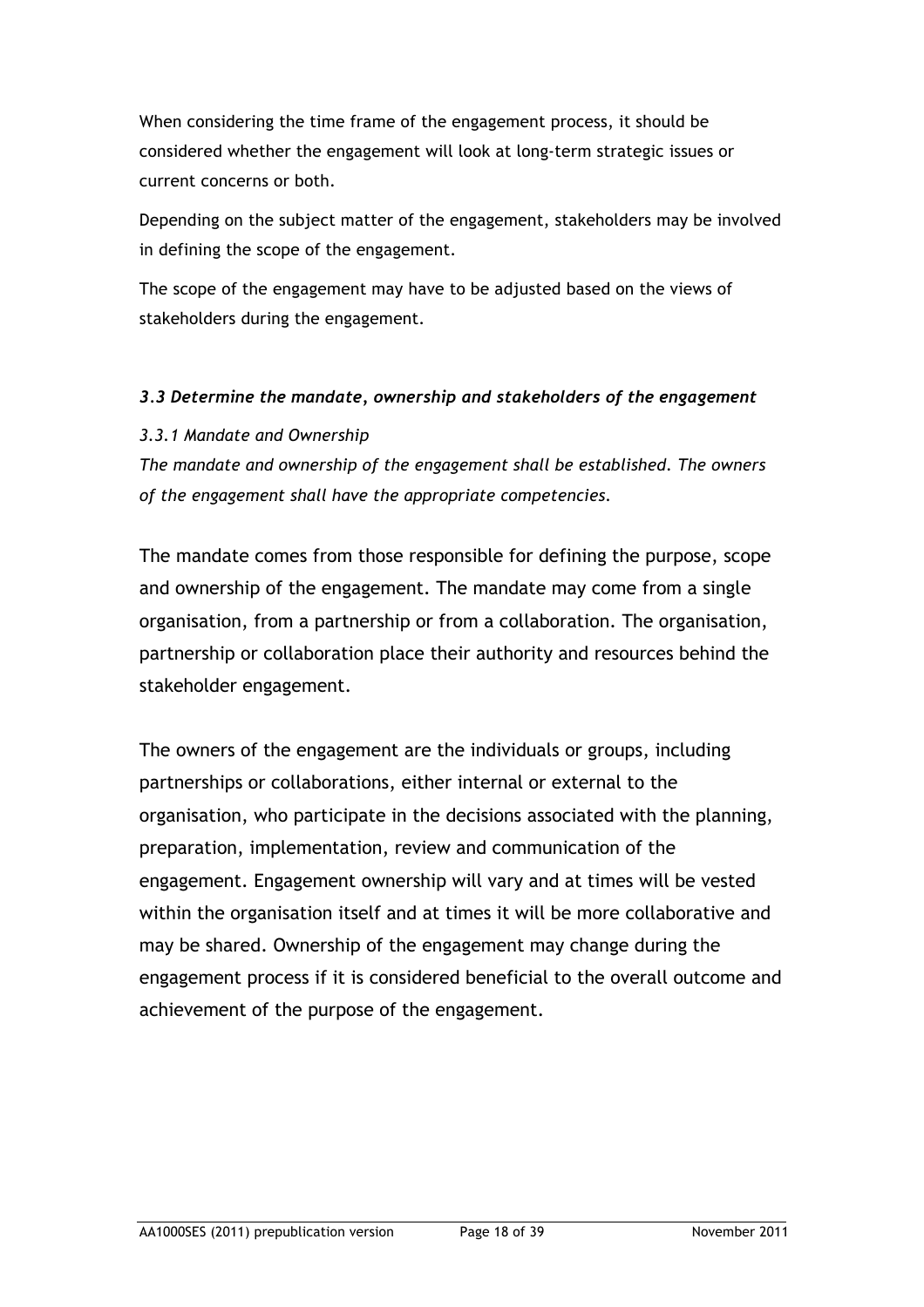When considering the time frame of the engagement process, it should be considered whether the engagement will look at long-term strategic issues or current concerns or both.

Depending on the subject matter of the engagement, stakeholders may be involved in defining the scope of the engagement.

The scope of the engagement may have to be adjusted based on the views of stakeholders during the engagement.

### *3.3 Determine the mandate, ownership and stakeholders of the engagement*

#### *3.3.1 Mandate and Ownership*

*The mandate and ownership of the engagement shall be established. The owners of the engagement shall have the appropriate competencies.*

The mandate comes from those responsible for defining the purpose, scope and ownership of the engagement. The mandate may come from a single organisation, from a partnership or from a collaboration. The organisation, partnership or collaboration place their authority and resources behind the stakeholder engagement.

The owners of the engagement are the individuals or groups, including partnerships or collaborations, either internal or external to the organisation, who participate in the decisions associated with the planning, preparation, implementation, review and communication of the engagement. Engagement ownership will vary and at times will be vested within the organisation itself and at times it will be more collaborative and may be shared. Ownership of the engagement may change during the engagement process if it is considered beneficial to the overall outcome and achievement of the purpose of the engagement.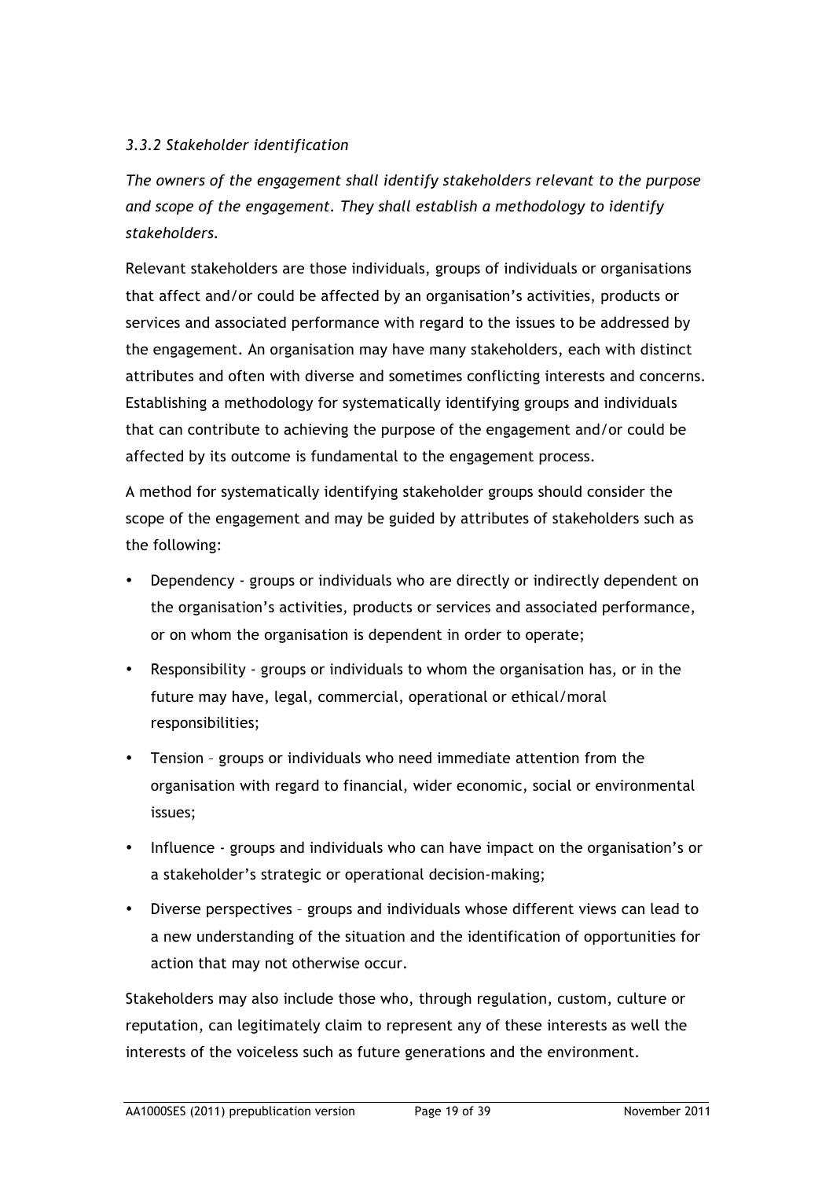*3.3.2 Stakeholder identification*

*The owners of the engagement shall identify stakeholders relevant to the purpose and scope of the engagement. They shall establish a methodology to identify stakeholders.*

Relevant stakeholders are those individuals, groups of individuals or organisations that affect and/or could be affected by an organisation's activities, products or services and associated performance with regard to the issues to be addressed by the engagement. An organisation may have many stakeholders, each with distinct attributes and often with diverse and sometimes conflicting interests and concerns. Establishing a methodology for systematically identifying groups and individuals that can contribute to achieving the purpose of the engagement and/or could be affected by its outcome is fundamental to the engagement process.

A method for systematically identifying stakeholder groups should consider the scope of the engagement and may be guided by attributes of stakeholders such as the following:

- Dependency - groups or individuals who are directly or indirectly dependent on the organisation's activities, products or services and associated performance, or on whom the organisation is dependent in order to operate;
- Responsibility - groups or individuals to whom the organisation has, or in the future may have, legal, commercial, operational or ethical/moral responsibilities;
- Tension – groups or individuals who need immediate attention from the organisation with regard to financial, wider economic, social or environmental issues;
- Influence - groups and individuals who can have impact on the organisation's or a stakeholder's strategic or operational decision-making;
- Diverse perspectives – groups and individuals whose different views can lead to a new understanding of the situation and the identification of opportunities for action that may not otherwise occur.

Stakeholders may also include those who, through regulation, custom, culture or reputation, can legitimately claim to represent any of these interests as well the interests of the voiceless such as future generations and the environment.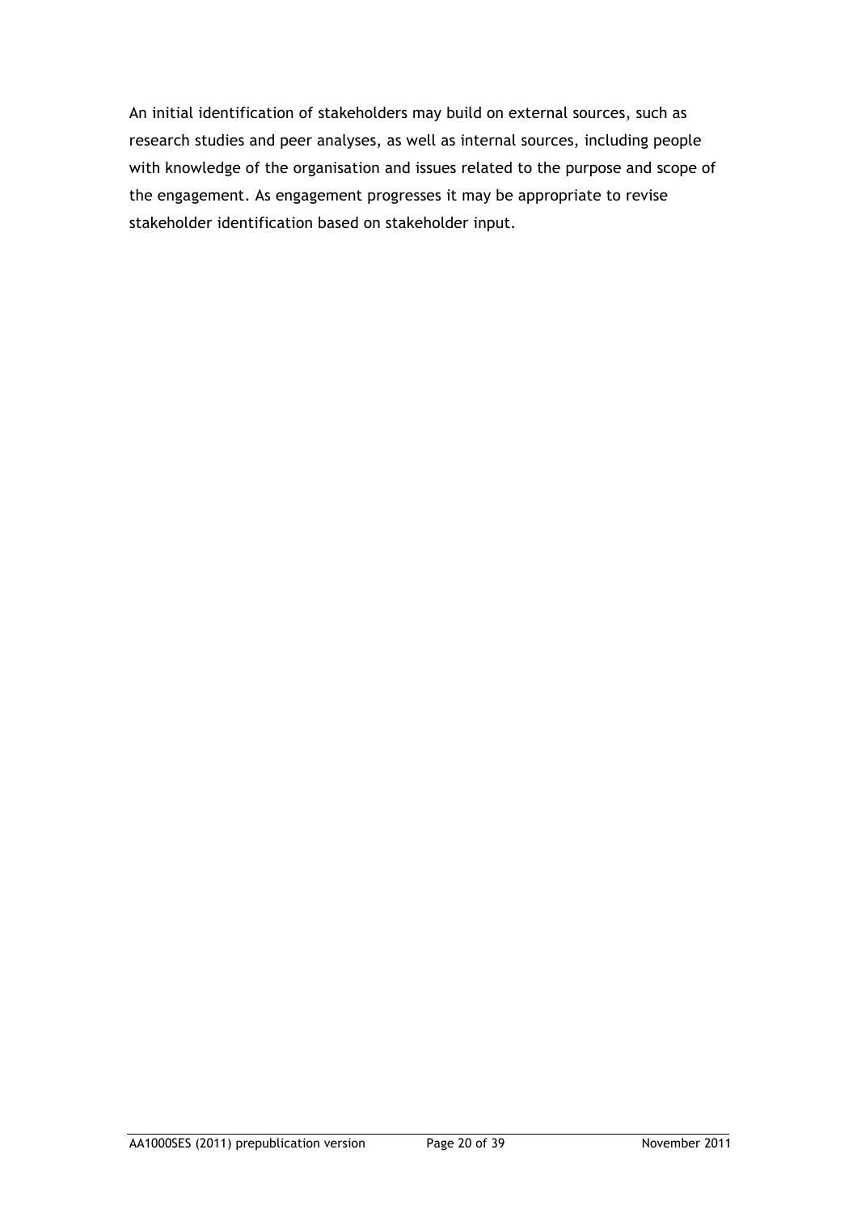An initial identification of stakeholders may build on external sources, such as research studies and peer analyses, as well as internal sources, including people with knowledge of the organisation and issues related to the purpose and scope of the engagement. As engagement progresses it may be appropriate to revise stakeholder identification based on stakeholder input.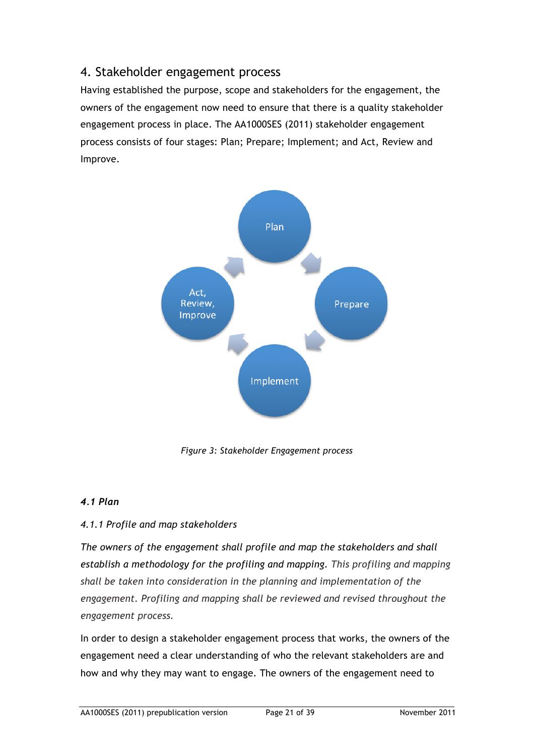## 4. Stakeholder engagement process

Having established the purpose, scope and stakeholders for the engagement, the owners of the engagement now need to ensure that there is a quality stakeholder engagement process in place. The AA1000SES (2011) stakeholder engagement process consists of four stages: Plan; Prepare; Implement; and Act, Review and Improve.

*Figure 3: Stakeholder Engagement process*

### *4.1 Plan*

#### *4.1.1 Profile and map stakeholders*

***The owners of the engagement shall profile and map the stakeholders and shall establish a methodology for the profiling and mapping.*** *This profiling and mapping shall be taken into consideration in the planning and implementation of the engagement. Profiling and mapping shall be reviewed and revised throughout the engagement process.*

In order to design a stakeholder engagement process that works, the owners of the engagement need a clear understanding of who the relevant stakeholders are and how and why they may want to engage. The owners of the engagement need to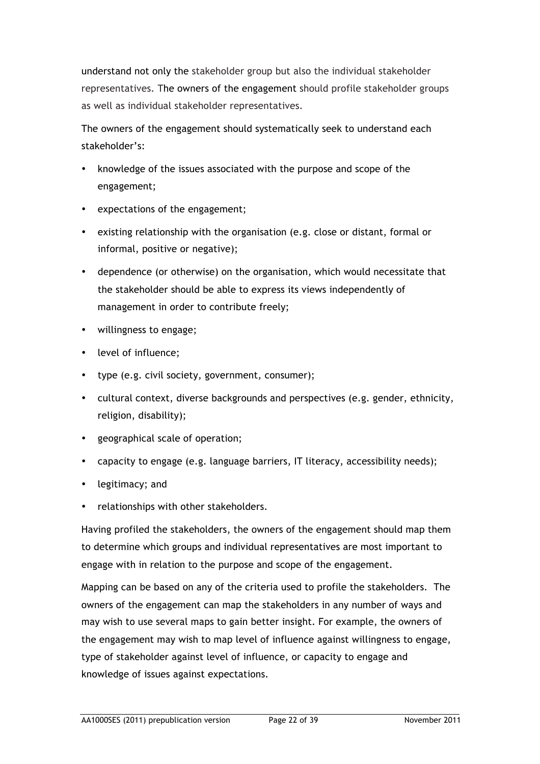understand not only the stakeholder group but also the individual stakeholder representatives. The owners of the engagement should profile stakeholder groups as well as individual stakeholder representatives.

The owners of the engagement should systematically seek to understand each stakeholder's:

- knowledge of the issues associated with the purpose and scope of the engagement;
- expectations of the engagement;
- existing relationship with the organisation (e.g. close or distant, formal or informal, positive or negative);
- dependence (or otherwise) on the organisation, which would necessitate that the stakeholder should be able to express its views independently of management in order to contribute freely;
- willingness to engage;
- level of influence;
- type (e.g. civil society, government, consumer);
- cultural context, diverse backgrounds and perspectives (e.g. gender, ethnicity, religion, disability);
- geographical scale of operation;
- capacity to engage (e.g. language barriers, IT literacy, accessibility needs);
- legitimacy; and
- relationships with other stakeholders.

Having profiled the stakeholders, the owners of the engagement should map them to determine which groups and individual representatives are most important to engage with in relation to the purpose and scope of the engagement.

Mapping can be based on any of the criteria used to profile the stakeholders. The owners of the engagement can map the stakeholders in any number of ways and may wish to use several maps to gain better insight. For example, the owners of the engagement may wish to map level of influence against willingness to engage, type of stakeholder against level of influence, or capacity to engage and knowledge of issues against expectations.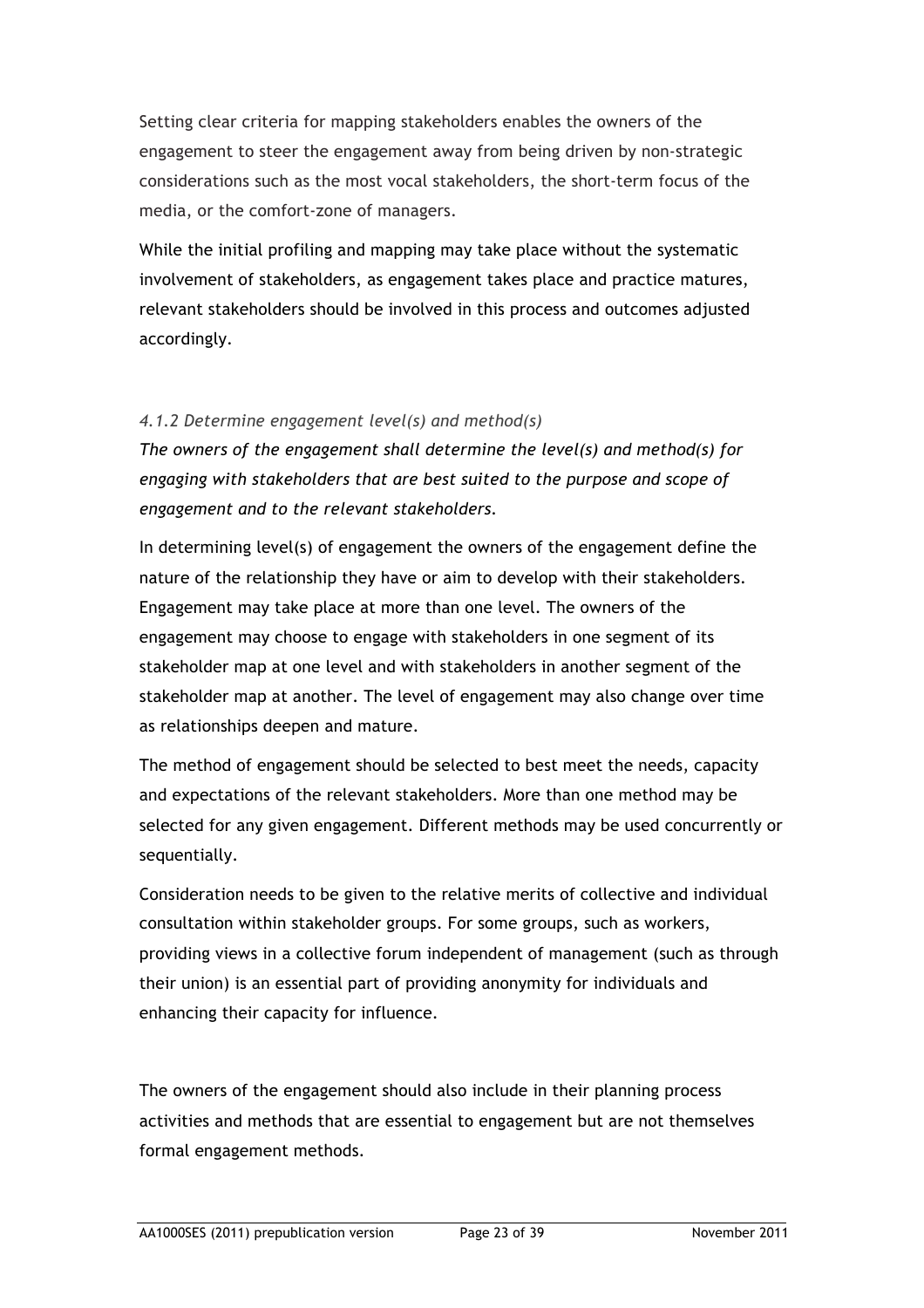Setting clear criteria for mapping stakeholders enables the owners of the engagement to steer the engagement away from being driven by non-strategic considerations such as the most vocal stakeholders, the short-term focus of the media, or the comfort-zone of managers.

While the initial profiling and mapping may take place without the systematic involvement of stakeholders, as engagement takes place and practice matures, relevant stakeholders should be involved in this process and outcomes adjusted accordingly.

#### *4.1.2 Determine engagement level(s) and method(s)*

*The owners of the engagement shall determine the level(s) and method(s) for engaging with stakeholders that are best suited to the purpose and scope of engagement and to the relevant stakeholders.*

In determining level(s) of engagement the owners of the engagement define the nature of the relationship they have or aim to develop with their stakeholders. Engagement may take place at more than one level. The owners of the engagement may choose to engage with stakeholders in one segment of its stakeholder map at one level and with stakeholders in another segment of the stakeholder map at another. The level of engagement may also change over time as relationships deepen and mature.

The method of engagement should be selected to best meet the needs, capacity and expectations of the relevant stakeholders. More than one method may be selected for any given engagement. Different methods may be used concurrently or sequentially.

Consideration needs to be given to the relative merits of collective and individual consultation within stakeholder groups. For some groups, such as workers, providing views in a collective forum independent of management (such as through their union) is an essential part of providing anonymity for individuals and enhancing their capacity for influence.

The owners of the engagement should also include in their planning process activities and methods that are essential to engagement but are not themselves formal engagement methods.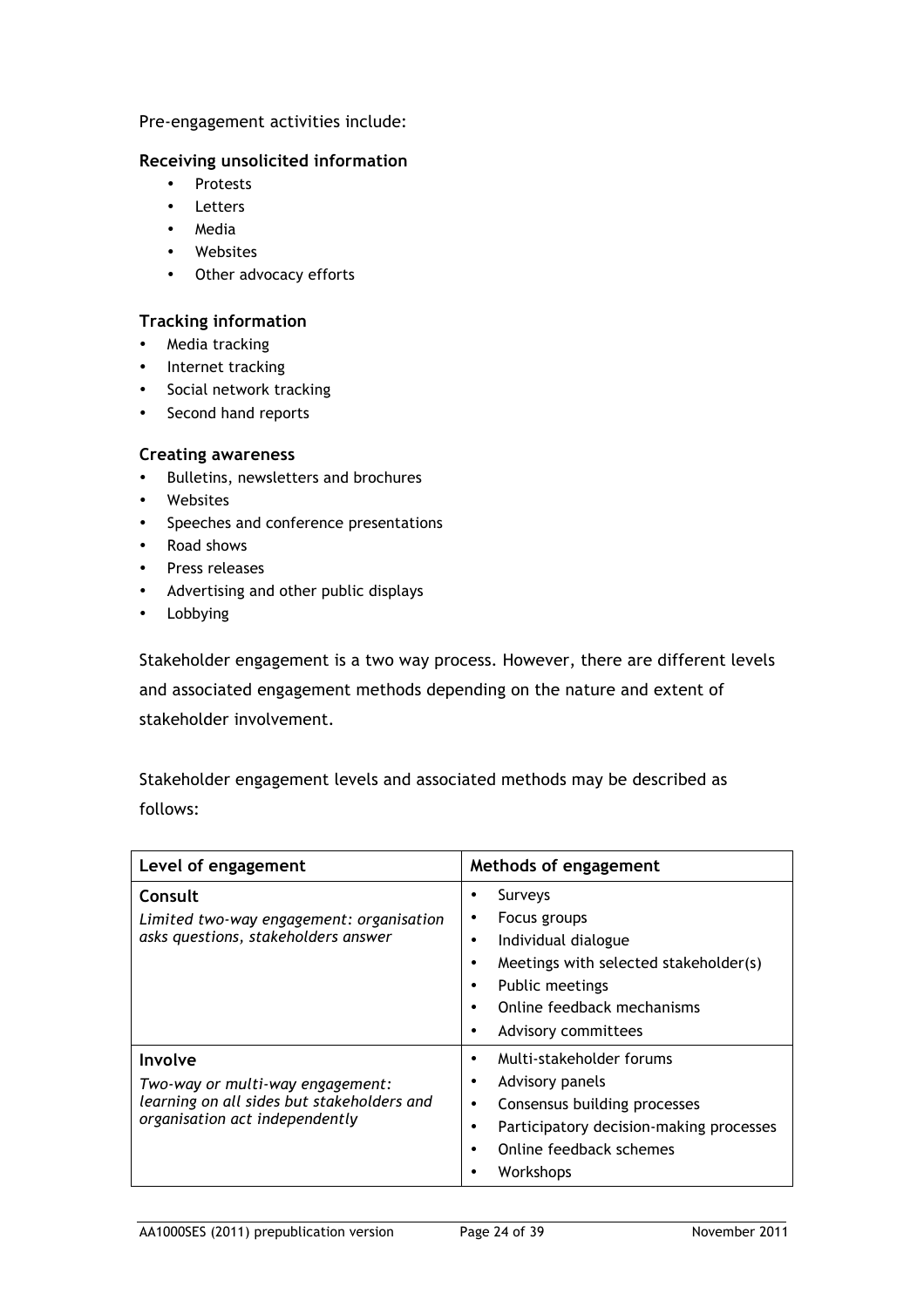Pre-engagement activities include:

**Receiving unsolicited information**

- Protests
- Letters
- Media
- Websites
- Other advocacy efforts

**Tracking information**

- Media tracking
- Internet tracking
- Social network tracking
- Second hand reports

**Creating awareness**

- Bulletins, newsletters and brochures
- Websites
- Speeches and conference presentations
- Road shows
- Press releases
- Advertising and other public displays
- Lobbying

Stakeholder engagement is a two way process. However, there are different levels and associated engagement methods depending on the nature and extent of stakeholder involvement.

Stakeholder engagement levels and associated methods may be described as follows:

| Level of engagement | Methods of engagement |
|---|---|
| **Consult**<br>*Limited two-way engagement: organisation asks questions, stakeholders answer* | • Surveys<br>• Focus groups<br>• Individual dialogue<br>• Meetings with selected stakeholder(s)<br>• Public meetings<br>• Online feedback mechanisms<br>• Advisory committees |
| **Involve**<br>*Two-way or multi-way engagement: learning on all sides but stakeholders and organisation act independently* | • Multi-stakeholder forums<br>• Advisory panels<br>• Consensus building processes<br>• Participatory decision-making processes<br>• Online feedback schemes<br>• Workshops |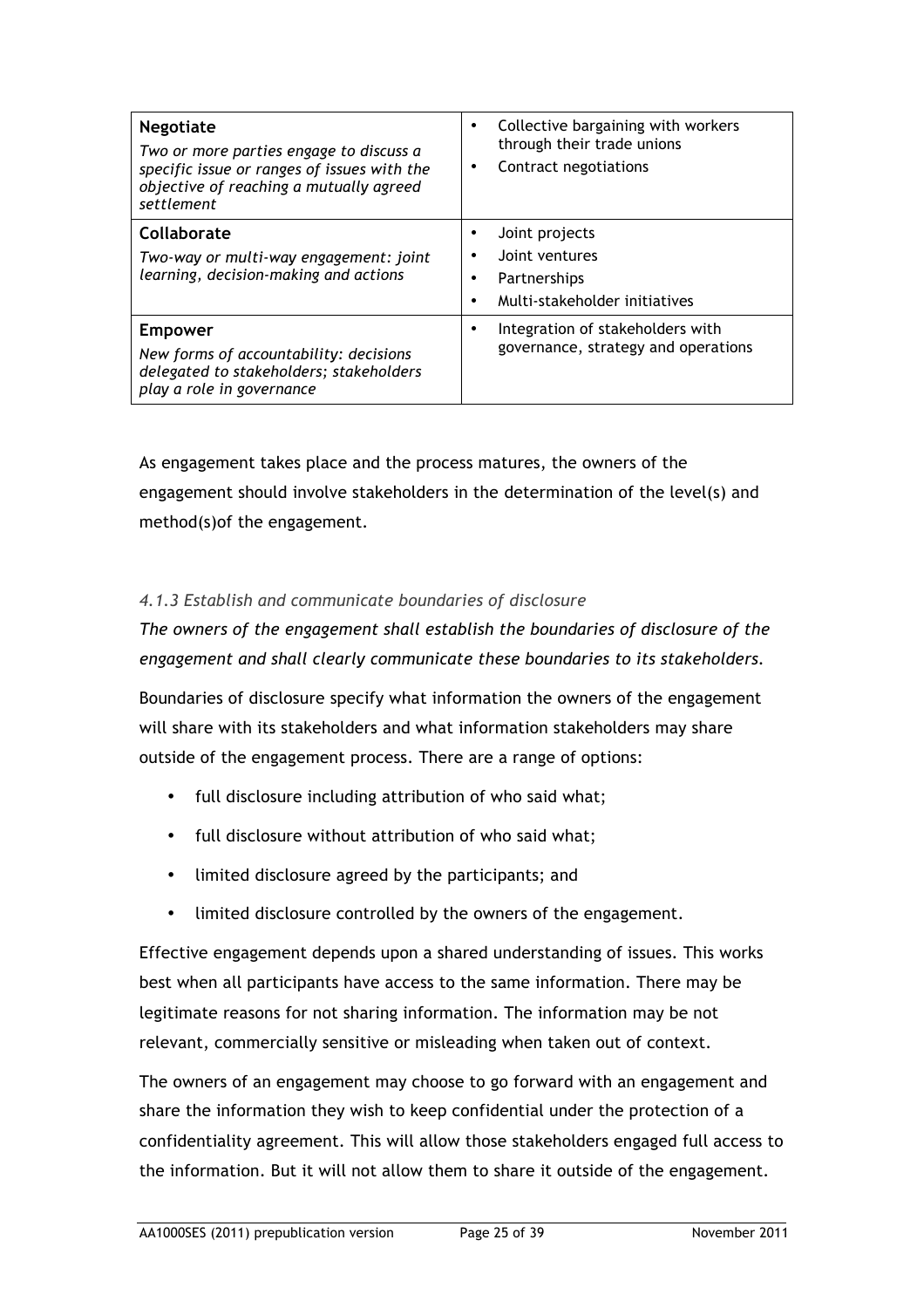| | |
|---|---|
| **Negotiate**<br>*Two or more parties engage to discuss a specific issue or ranges of issues with the objective of reaching a mutually agreed settlement* | • Collective bargaining with workers through their trade unions<br>• Contract negotiations |
| **Collaborate**<br>*Two-way or multi-way engagement: joint learning, decision-making and actions* | • Joint projects<br>• Joint ventures<br>• Partnerships<br>• Multi-stakeholder initiatives |
| **Empower**<br>*New forms of accountability: decisions delegated to stakeholders; stakeholders play a role in governance* | • Integration of stakeholders with governance, strategy and operations |

As engagement takes place and the process matures, the owners of the engagement should involve stakeholders in the determination of the level(s) and method(s)of the engagement.

### *4.1.3 Establish and communicate boundaries of disclosure*

*The owners of the engagement shall establish the boundaries of disclosure of the engagement and shall clearly communicate these boundaries to its stakeholders.*

Boundaries of disclosure specify what information the owners of the engagement will share with its stakeholders and what information stakeholders may share outside of the engagement process. There are a range of options:

- full disclosure including attribution of who said what;
- full disclosure without attribution of who said what;
- limited disclosure agreed by the participants; and
- limited disclosure controlled by the owners of the engagement.

Effective engagement depends upon a shared understanding of issues. This works best when all participants have access to the same information. There may be legitimate reasons for not sharing information. The information may be not relevant, commercially sensitive or misleading when taken out of context.

The owners of an engagement may choose to go forward with an engagement and share the information they wish to keep confidential under the protection of a confidentiality agreement. This will allow those stakeholders engaged full access to the information. But it will not allow them to share it outside of the engagement.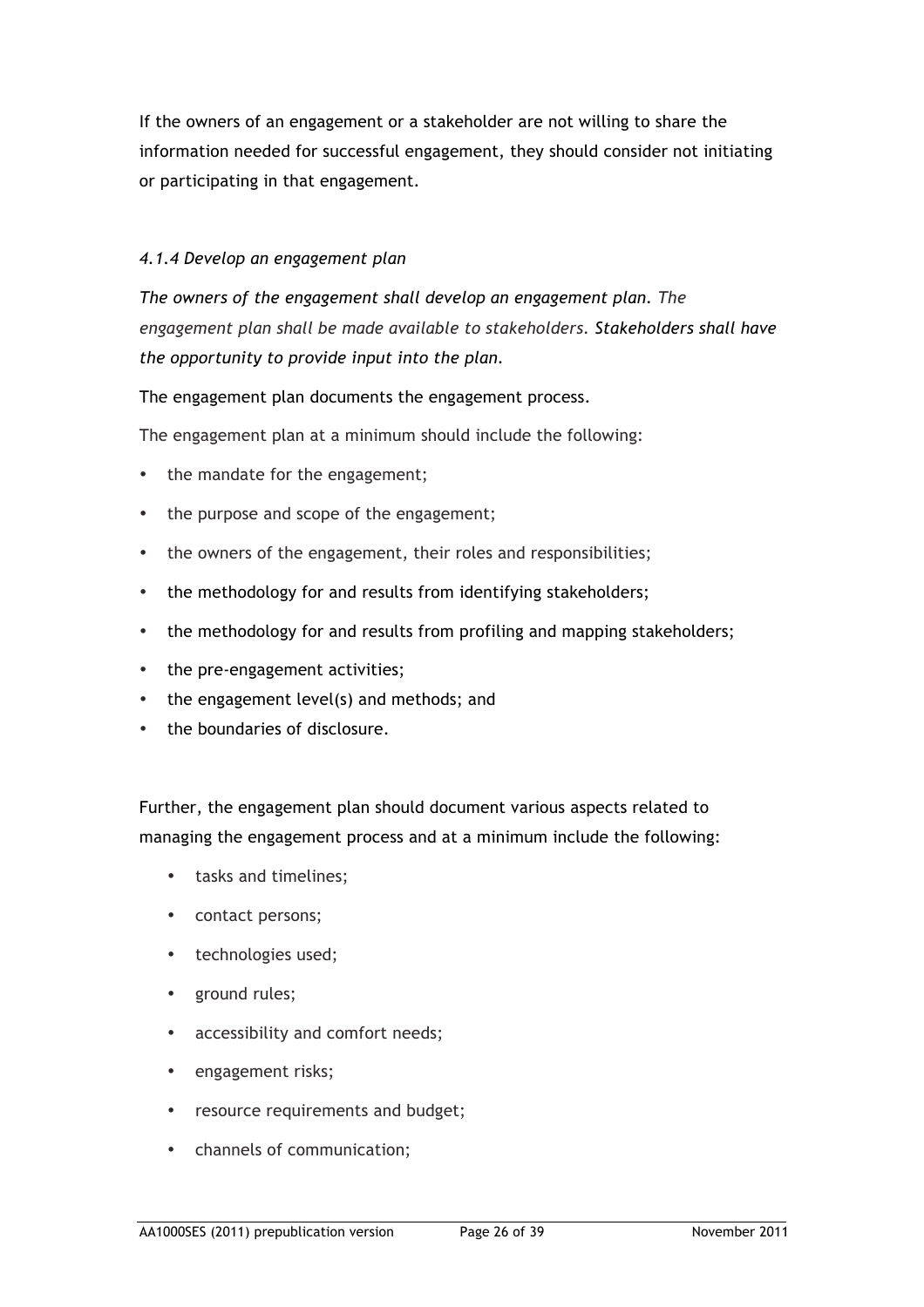If the owners of an engagement or a stakeholder are not willing to share the information needed for successful engagement, they should consider not initiating or participating in that engagement.

#### *4.1.4 Develop an engagement plan*

*The owners of the engagement shall develop an engagement plan. The engagement plan shall be made available to stakeholders. Stakeholders shall have the opportunity to provide input into the plan.*

The engagement plan documents the engagement process.

The engagement plan at a minimum should include the following:

- the mandate for the engagement;
- the purpose and scope of the engagement;
- the owners of the engagement, their roles and responsibilities;
- the methodology for and results from identifying stakeholders;
- the methodology for and results from profiling and mapping stakeholders;
- the pre-engagement activities;
- the engagement level(s) and methods; and
- the boundaries of disclosure.

Further, the engagement plan should document various aspects related to managing the engagement process and at a minimum include the following:

- tasks and timelines;
- contact persons;
- technologies used;
- ground rules;
- accessibility and comfort needs;
- engagement risks;
- resource requirements and budget;
- channels of communication;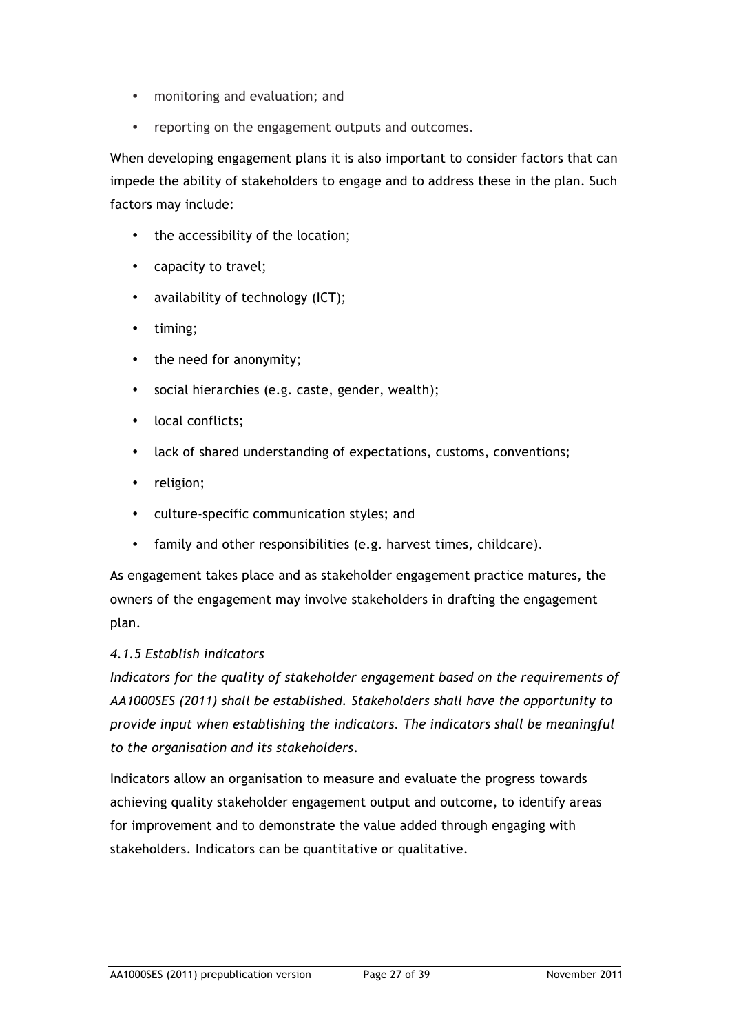- monitoring and evaluation; and
- reporting on the engagement outputs and outcomes.

When developing engagement plans it is also important to consider factors that can impede the ability of stakeholders to engage and to address these in the plan. Such factors may include:

- the accessibility of the location;
- capacity to travel;
- availability of technology (ICT);
- timing;
- the need for anonymity;
- social hierarchies (e.g. caste, gender, wealth);
- local conflicts;
- lack of shared understanding of expectations, customs, conventions;
- religion;
- culture-specific communication styles; and
- family and other responsibilities (e.g. harvest times, childcare).

As engagement takes place and as stakeholder engagement practice matures, the owners of the engagement may involve stakeholders in drafting the engagement plan.

#### *4.1.5 Establish indicators*

*Indicators for the quality of stakeholder engagement based on the requirements of AA1000SES (2011) shall be established. Stakeholders shall have the opportunity to provide input when establishing the indicators. The indicators shall be meaningful to the organisation and its stakeholders.*

Indicators allow an organisation to measure and evaluate the progress towards achieving quality stakeholder engagement output and outcome, to identify areas for improvement and to demonstrate the value added through engaging with stakeholders. Indicators can be quantitative or qualitative.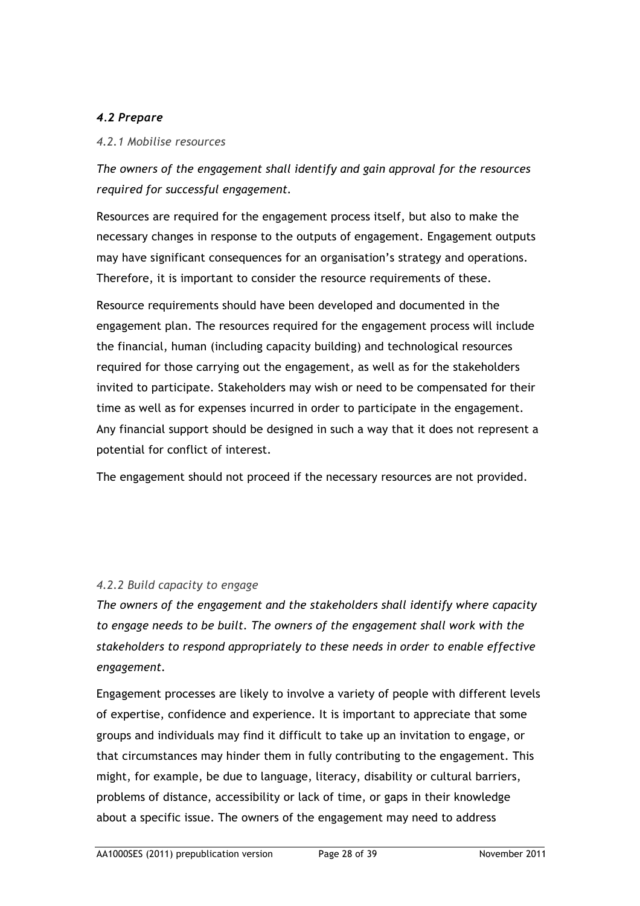### *4.2 Prepare*

#### *4.2.1 Mobilise resources*

*The owners of the engagement shall identify and gain approval for the resources required for successful engagement.*

Resources are required for the engagement process itself, but also to make the necessary changes in response to the outputs of engagement. Engagement outputs may have significant consequences for an organisation's strategy and operations. Therefore, it is important to consider the resource requirements of these.

Resource requirements should have been developed and documented in the engagement plan. The resources required for the engagement process will include the financial, human (including capacity building) and technological resources required for those carrying out the engagement, as well as for the stakeholders invited to participate. Stakeholders may wish or need to be compensated for their time as well as for expenses incurred in order to participate in the engagement. Any financial support should be designed in such a way that it does not represent a potential for conflict of interest.

The engagement should not proceed if the necessary resources are not provided.

#### *4.2.2 Build capacity to engage*

*The owners of the engagement and the stakeholders shall identify where capacity to engage needs to be built. The owners of the engagement shall work with the stakeholders to respond appropriately to these needs in order to enable effective engagement.*

Engagement processes are likely to involve a variety of people with different levels of expertise, confidence and experience. It is important to appreciate that some groups and individuals may find it difficult to take up an invitation to engage, or that circumstances may hinder them in fully contributing to the engagement. This might, for example, be due to language, literacy, disability or cultural barriers, problems of distance, accessibility or lack of time, or gaps in their knowledge about a specific issue. The owners of the engagement may need to address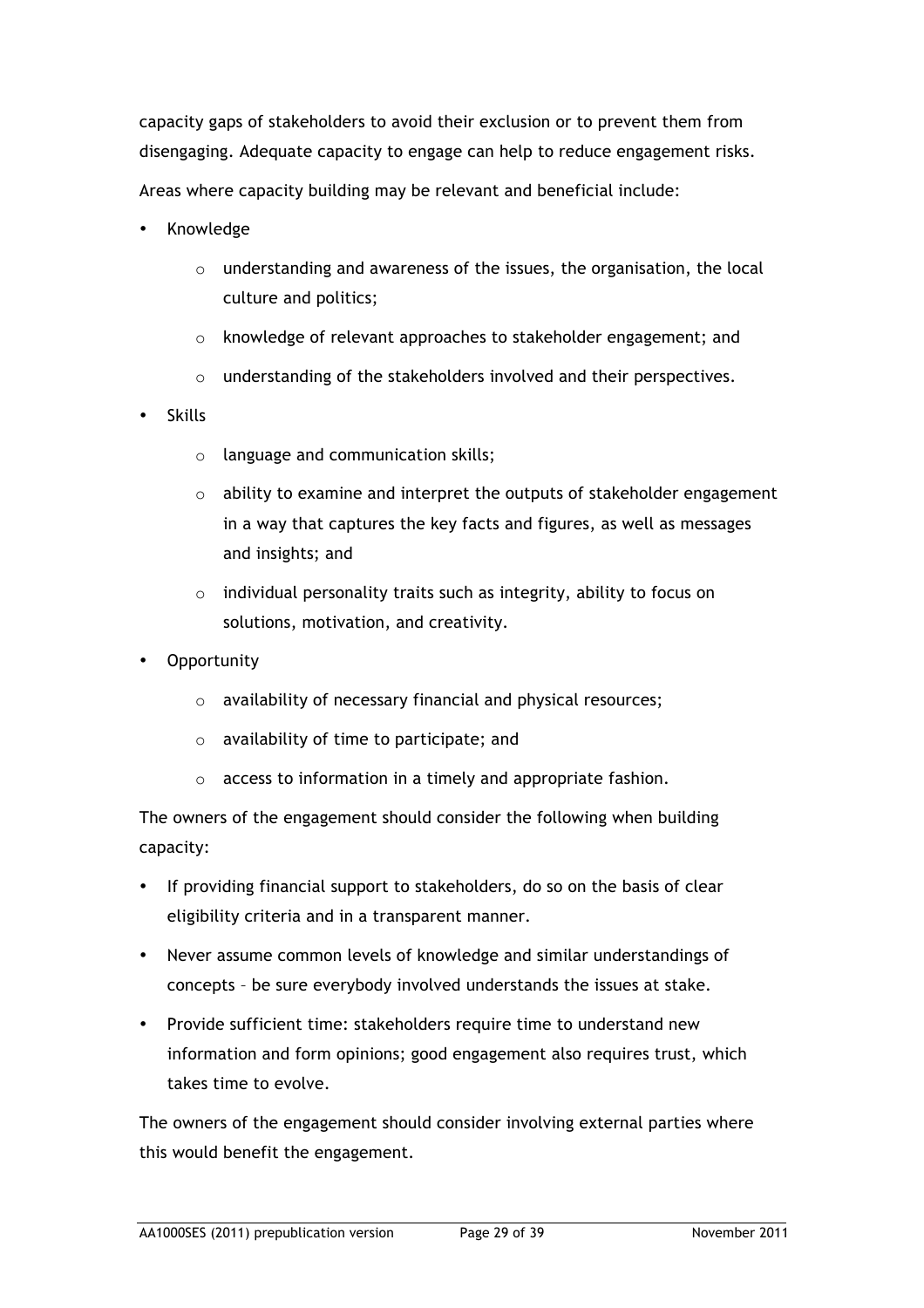capacity gaps of stakeholders to avoid their exclusion or to prevent them from disengaging. Adequate capacity to engage can help to reduce engagement risks.

Areas where capacity building may be relevant and beneficial include:

- Knowledge
  - understanding and awareness of the issues, the organisation, the local culture and politics;
  - knowledge of relevant approaches to stakeholder engagement; and
  - understanding of the stakeholders involved and their perspectives.
- Skills
  - language and communication skills;
  - ability to examine and interpret the outputs of stakeholder engagement in a way that captures the key facts and figures, as well as messages and insights; and
  - individual personality traits such as integrity, ability to focus on solutions, motivation, and creativity.
- Opportunity
  - availability of necessary financial and physical resources;
  - availability of time to participate; and
  - access to information in a timely and appropriate fashion.

The owners of the engagement should consider the following when building capacity:

- If providing financial support to stakeholders, do so on the basis of clear eligibility criteria and in a transparent manner.
- Never assume common levels of knowledge and similar understandings of concepts – be sure everybody involved understands the issues at stake.
- Provide sufficient time: stakeholders require time to understand new information and form opinions; good engagement also requires trust, which takes time to evolve.

The owners of the engagement should consider involving external parties where this would benefit the engagement.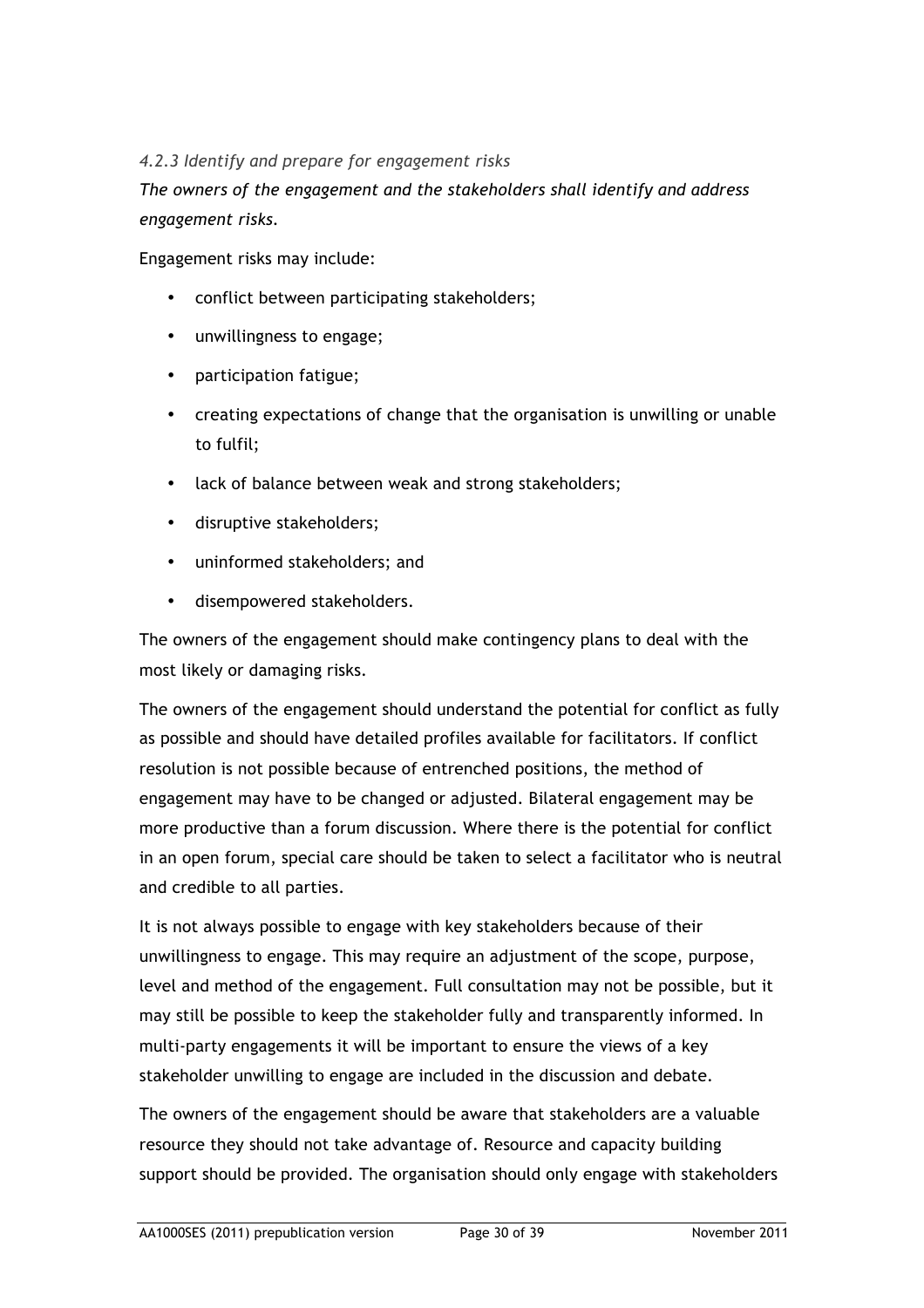*4.2.3 Identify and prepare for engagement risks*

*The owners of the engagement and the stakeholders shall identify and address engagement risks.*

Engagement risks may include:

- conflict between participating stakeholders;
- unwillingness to engage;
- participation fatigue;
- creating expectations of change that the organisation is unwilling or unable to fulfil;
- lack of balance between weak and strong stakeholders;
- disruptive stakeholders;
- uninformed stakeholders; and
- disempowered stakeholders.

The owners of the engagement should make contingency plans to deal with the most likely or damaging risks.

The owners of the engagement should understand the potential for conflict as fully as possible and should have detailed profiles available for facilitators. If conflict resolution is not possible because of entrenched positions, the method of engagement may have to be changed or adjusted. Bilateral engagement may be more productive than a forum discussion. Where there is the potential for conflict in an open forum, special care should be taken to select a facilitator who is neutral and credible to all parties.

It is not always possible to engage with key stakeholders because of their unwillingness to engage. This may require an adjustment of the scope, purpose, level and method of the engagement. Full consultation may not be possible, but it may still be possible to keep the stakeholder fully and transparently informed. In multi-party engagements it will be important to ensure the views of a key stakeholder unwilling to engage are included in the discussion and debate.

The owners of the engagement should be aware that stakeholders are a valuable resource they should not take advantage of. Resource and capacity building support should be provided. The organisation should only engage with stakeholders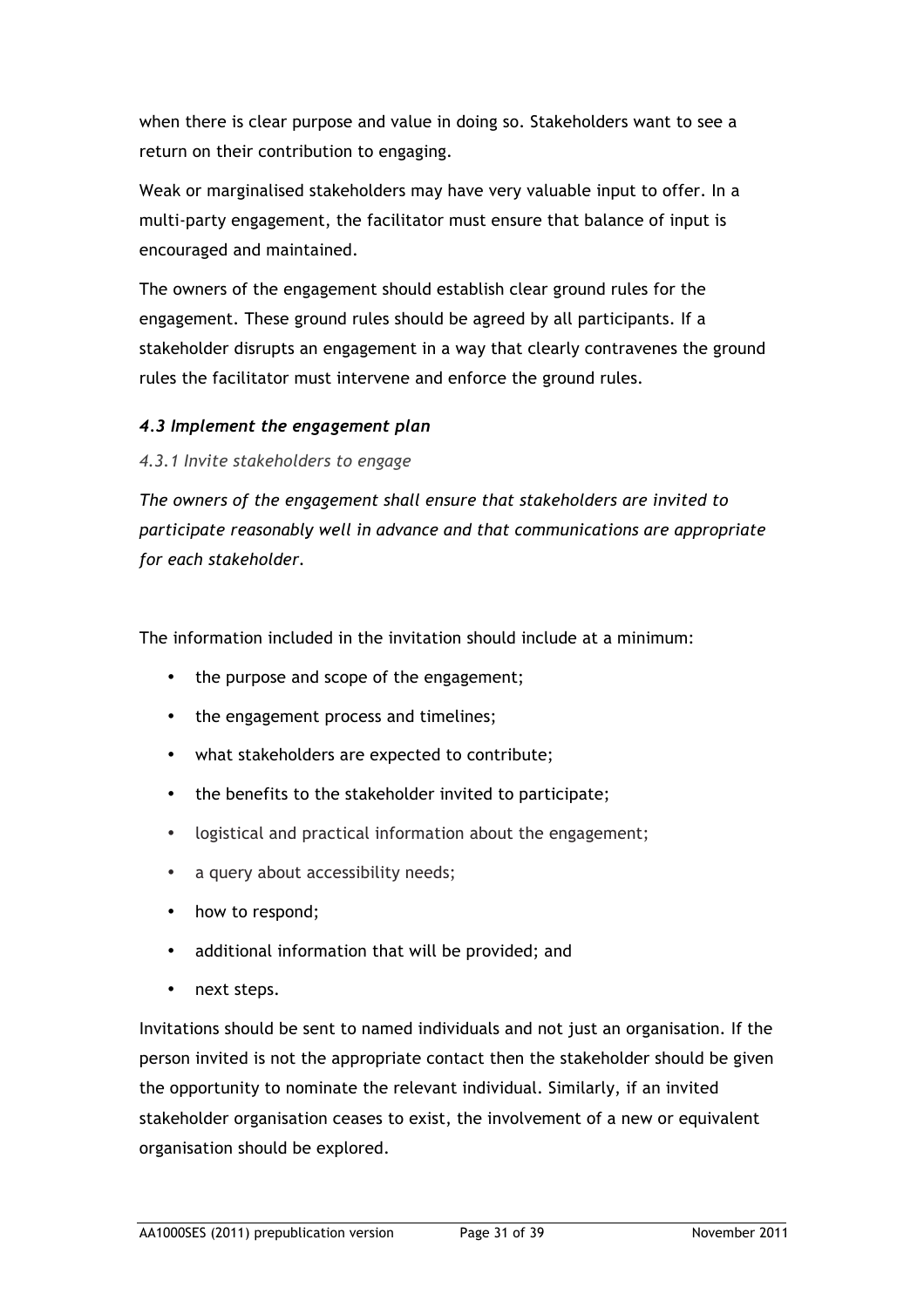when there is clear purpose and value in doing so. Stakeholders want to see a return on their contribution to engaging.

Weak or marginalised stakeholders may have very valuable input to offer. In a multi-party engagement, the facilitator must ensure that balance of input is encouraged and maintained.

The owners of the engagement should establish clear ground rules for the engagement. These ground rules should be agreed by all participants. If a stakeholder disrupts an engagement in a way that clearly contravenes the ground rules the facilitator must intervene and enforce the ground rules.

### *4.3 Implement the engagement plan*

#### *4.3.1 Invite stakeholders to engage*

*The owners of the engagement shall ensure that stakeholders are invited to participate reasonably well in advance and that communications are appropriate for each stakeholder.*

The information included in the invitation should include at a minimum:

- the purpose and scope of the engagement;
- the engagement process and timelines;
- what stakeholders are expected to contribute;
- the benefits to the stakeholder invited to participate;
- logistical and practical information about the engagement;
- a query about accessibility needs;
- how to respond;
- additional information that will be provided; and
- next steps.

Invitations should be sent to named individuals and not just an organisation. If the person invited is not the appropriate contact then the stakeholder should be given the opportunity to nominate the relevant individual. Similarly, if an invited stakeholder organisation ceases to exist, the involvement of a new or equivalent organisation should be explored.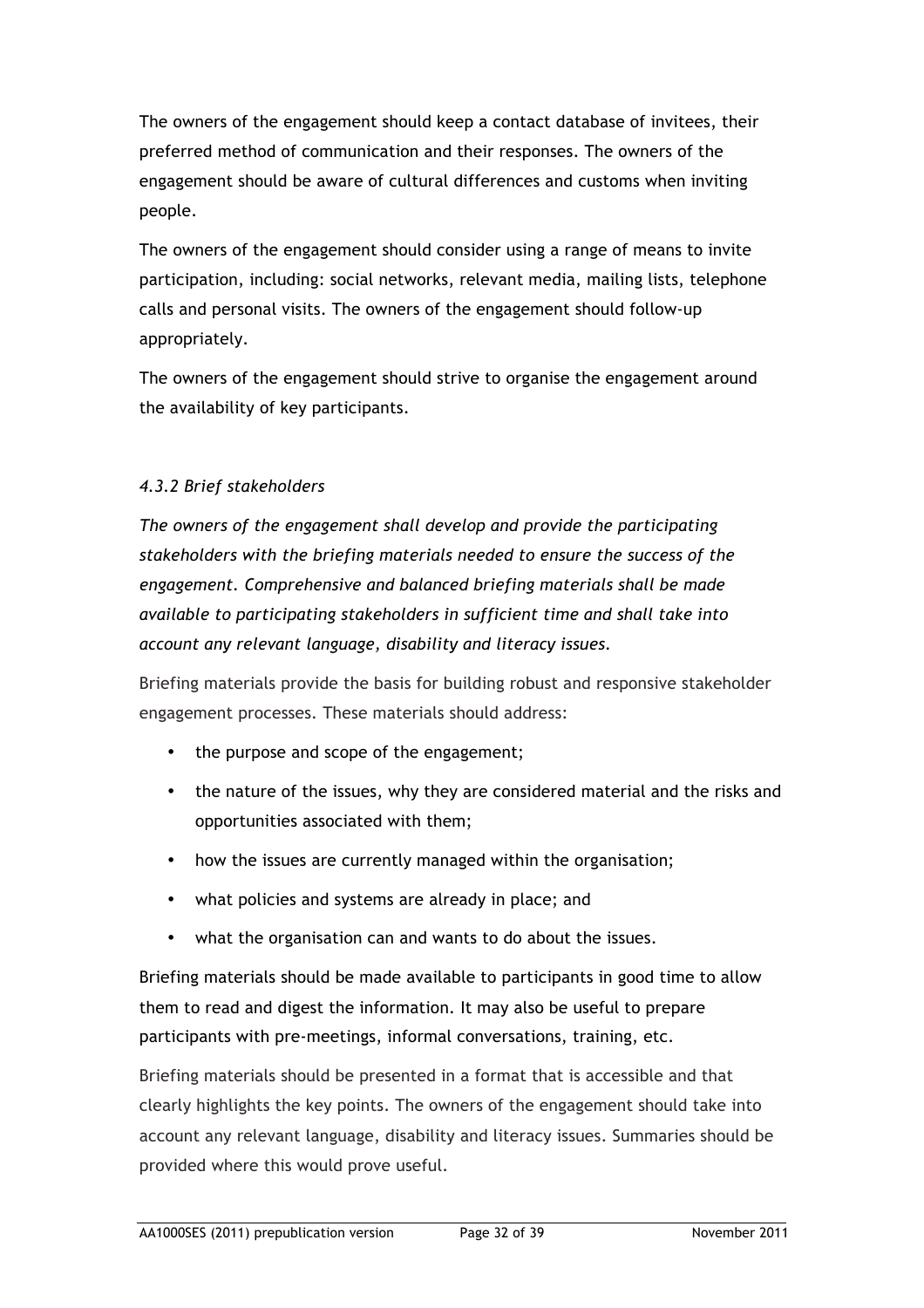The owners of the engagement should keep a contact database of invitees, their preferred method of communication and their responses. The owners of the engagement should be aware of cultural differences and customs when inviting people.

The owners of the engagement should consider using a range of means to invite participation, including: social networks, relevant media, mailing lists, telephone calls and personal visits. The owners of the engagement should follow-up appropriately.

The owners of the engagement should strive to organise the engagement around the availability of key participants.

#### *4.3.2 Brief stakeholders*

*The owners of the engagement shall develop and provide the participating stakeholders with the briefing materials needed to ensure the success of the engagement. Comprehensive and balanced briefing materials shall be made available to participating stakeholders in sufficient time and shall take into account any relevant language, disability and literacy issues.*

Briefing materials provide the basis for building robust and responsive stakeholder engagement processes. These materials should address:

- the purpose and scope of the engagement;
- the nature of the issues, why they are considered material and the risks and opportunities associated with them;
- how the issues are currently managed within the organisation;
- what policies and systems are already in place; and
- what the organisation can and wants to do about the issues.

Briefing materials should be made available to participants in good time to allow them to read and digest the information. It may also be useful to prepare participants with pre-meetings, informal conversations, training, etc.

Briefing materials should be presented in a format that is accessible and that clearly highlights the key points. The owners of the engagement should take into account any relevant language, disability and literacy issues. Summaries should be provided where this would prove useful.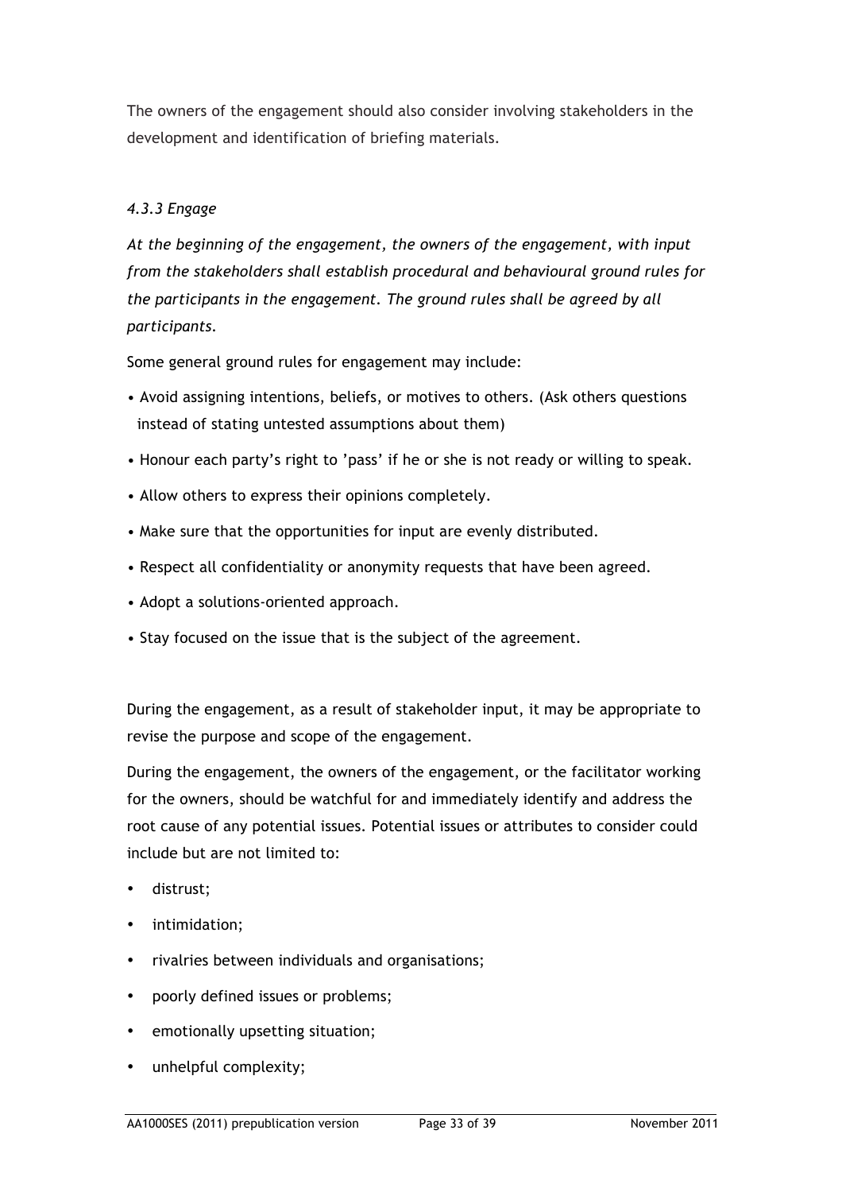The owners of the engagement should also consider involving stakeholders in the development and identification of briefing materials.

### *4.3.3 Engage*

*At the beginning of the engagement, the owners of the engagement, with input from the stakeholders shall establish procedural and behavioural ground rules for the participants in the engagement. The ground rules shall be agreed by all participants.*

Some general ground rules for engagement may include:

- Avoid assigning intentions, beliefs, or motives to others. (Ask others questions instead of stating untested assumptions about them)
- Honour each party's right to 'pass' if he or she is not ready or willing to speak.
- Allow others to express their opinions completely.
- Make sure that the opportunities for input are evenly distributed.
- Respect all confidentiality or anonymity requests that have been agreed.
- Adopt a solutions-oriented approach.
- Stay focused on the issue that is the subject of the agreement.

During the engagement, as a result of stakeholder input, it may be appropriate to revise the purpose and scope of the engagement.

During the engagement, the owners of the engagement, or the facilitator working for the owners, should be watchful for and immediately identify and address the root cause of any potential issues. Potential issues or attributes to consider could include but are not limited to:

- distrust;
- intimidation;
- rivalries between individuals and organisations;
- poorly defined issues or problems;
- emotionally upsetting situation;
- unhelpful complexity;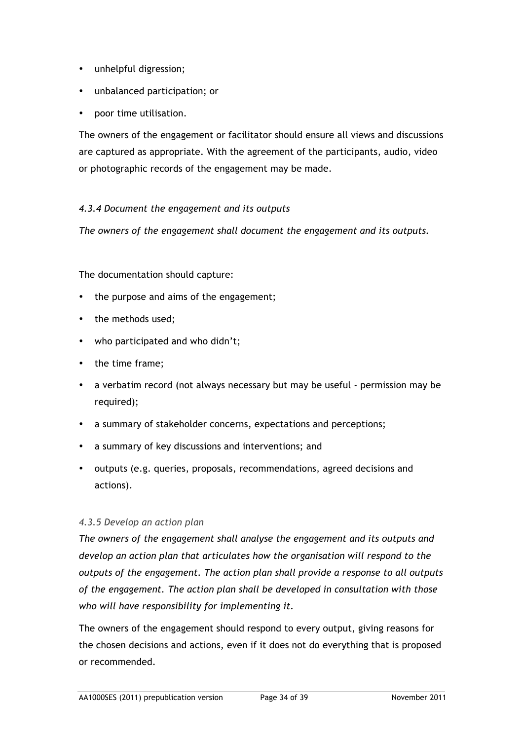- unhelpful digression;
- unbalanced participation; or
- poor time utilisation.

The owners of the engagement or facilitator should ensure all views and discussions are captured as appropriate. With the agreement of the participants, audio, video or photographic records of the engagement may be made.

#### *4.3.4 Document the engagement and its outputs*

*The owners of the engagement shall document the engagement and its outputs.*

The documentation should capture:

- the purpose and aims of the engagement;
- the methods used;
- who participated and who didn't;
- the time frame;
- a verbatim record (not always necessary but may be useful - permission may be required);
- a summary of stakeholder concerns, expectations and perceptions;
- a summary of key discussions and interventions; and
- outputs (e.g. queries, proposals, recommendations, agreed decisions and actions).

#### *4.3.5 Develop an action plan*

*The owners of the engagement shall analyse the engagement and its outputs and develop an action plan that articulates how the organisation will respond to the outputs of the engagement. The action plan shall provide a response to all outputs of the engagement. The action plan shall be developed in consultation with those who will have responsibility for implementing it.*

The owners of the engagement should respond to every output, giving reasons for the chosen decisions and actions, even if it does not do everything that is proposed or recommended.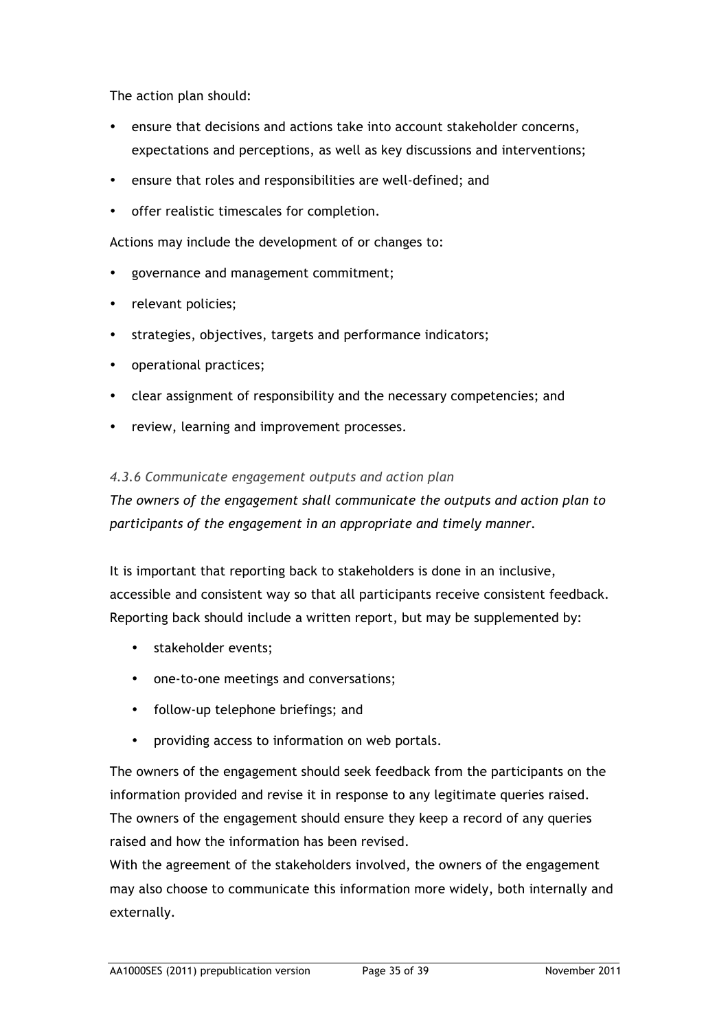The action plan should:

- ensure that decisions and actions take into account stakeholder concerns, expectations and perceptions, as well as key discussions and interventions;
- ensure that roles and responsibilities are well-defined; and
- offer realistic timescales for completion.

Actions may include the development of or changes to:

- governance and management commitment;
- relevant policies;
- strategies, objectives, targets and performance indicators;
- operational practices;
- clear assignment of responsibility and the necessary competencies; and
- review, learning and improvement processes.

#### *4.3.6 Communicate engagement outputs and action plan*

*The owners of the engagement shall communicate the outputs and action plan to participants of the engagement in an appropriate and timely manner.*

It is important that reporting back to stakeholders is done in an inclusive, accessible and consistent way so that all participants receive consistent feedback. Reporting back should include a written report, but may be supplemented by:

- stakeholder events;
- one-to-one meetings and conversations;
- follow-up telephone briefings; and
- providing access to information on web portals.

The owners of the engagement should seek feedback from the participants on the information provided and revise it in response to any legitimate queries raised. The owners of the engagement should ensure they keep a record of any queries raised and how the information has been revised.

With the agreement of the stakeholders involved, the owners of the engagement may also choose to communicate this information more widely, both internally and externally.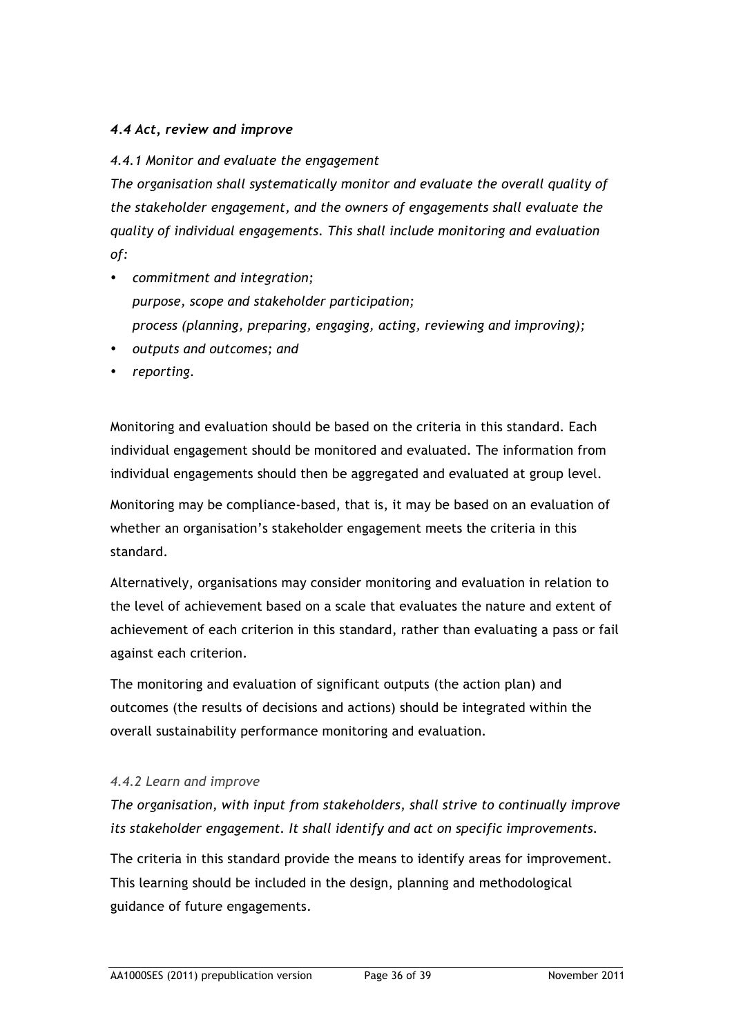### *4.4 Act, review and improve*

*4.4.1 Monitor and evaluate the engagement*

*The organisation shall systematically monitor and evaluate the overall quality of the stakeholder engagement, and the owners of engagements shall evaluate the quality of individual engagements. This shall include monitoring and evaluation of:*

- *commitment and integration;*
  *purpose, scope and stakeholder participation;*
  *process (planning, preparing, engaging, acting, reviewing and improving);*
- *outputs and outcomes; and*
- *reporting.*

Monitoring and evaluation should be based on the criteria in this standard. Each individual engagement should be monitored and evaluated. The information from individual engagements should then be aggregated and evaluated at group level.

Monitoring may be compliance-based, that is, it may be based on an evaluation of whether an organisation's stakeholder engagement meets the criteria in this standard.

Alternatively, organisations may consider monitoring and evaluation in relation to the level of achievement based on a scale that evaluates the nature and extent of achievement of each criterion in this standard, rather than evaluating a pass or fail against each criterion.

The monitoring and evaluation of significant outputs (the action plan) and outcomes (the results of decisions and actions) should be integrated within the overall sustainability performance monitoring and evaluation.

*4.4.2 Learn and improve*

*The organisation, with input from stakeholders, shall strive to continually improve its stakeholder engagement. It shall identify and act on specific improvements.*

The criteria in this standard provide the means to identify areas for improvement. This learning should be included in the design, planning and methodological guidance of future engagements.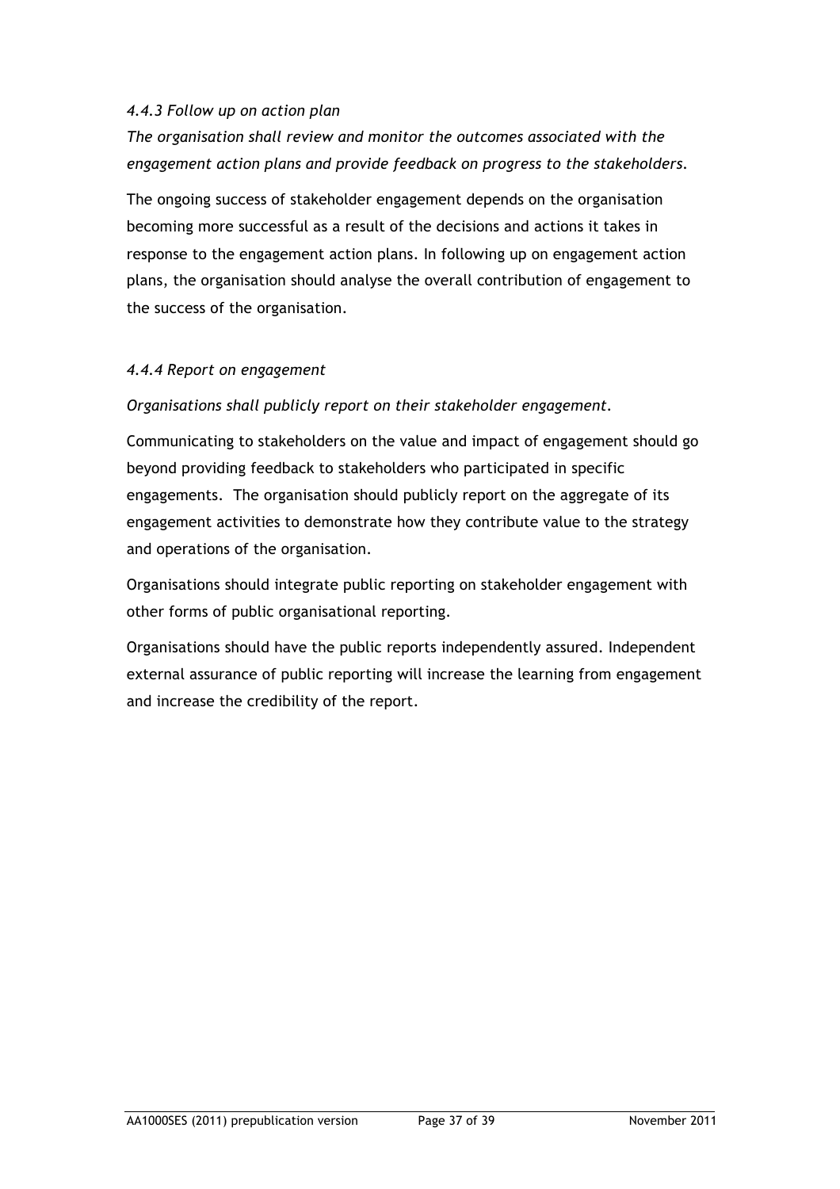*4.4.3 Follow up on action plan*

*The organisation shall review and monitor the outcomes associated with the engagement action plans and provide feedback on progress to the stakeholders.*

The ongoing success of stakeholder engagement depends on the organisation becoming more successful as a result of the decisions and actions it takes in response to the engagement action plans. In following up on engagement action plans, the organisation should analyse the overall contribution of engagement to the success of the organisation.

*4.4.4 Report on engagement*

*Organisations shall publicly report on their stakeholder engagement.*

Communicating to stakeholders on the value and impact of engagement should go beyond providing feedback to stakeholders who participated in specific engagements. The organisation should publicly report on the aggregate of its engagement activities to demonstrate how they contribute value to the strategy and operations of the organisation.

Organisations should integrate public reporting on stakeholder engagement with other forms of public organisational reporting.

Organisations should have the public reports independently assured. Independent external assurance of public reporting will increase the learning from engagement and increase the credibility of the report.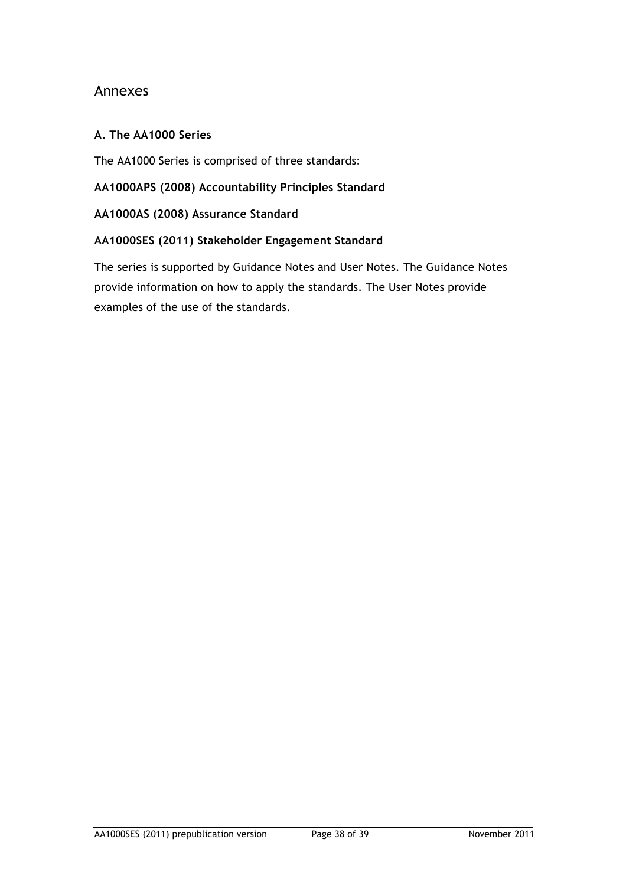# Annexes

### A. The AA1000 Series

The AA1000 Series is comprised of three standards:

**AA1000APS (2008) Accountability Principles Standard**

**AA1000AS (2008) Assurance Standard**

**AA1000SES (2011) Stakeholder Engagement Standard**

The series is supported by Guidance Notes and User Notes. The Guidance Notes provide information on how to apply the standards. The User Notes provide examples of the use of the standards.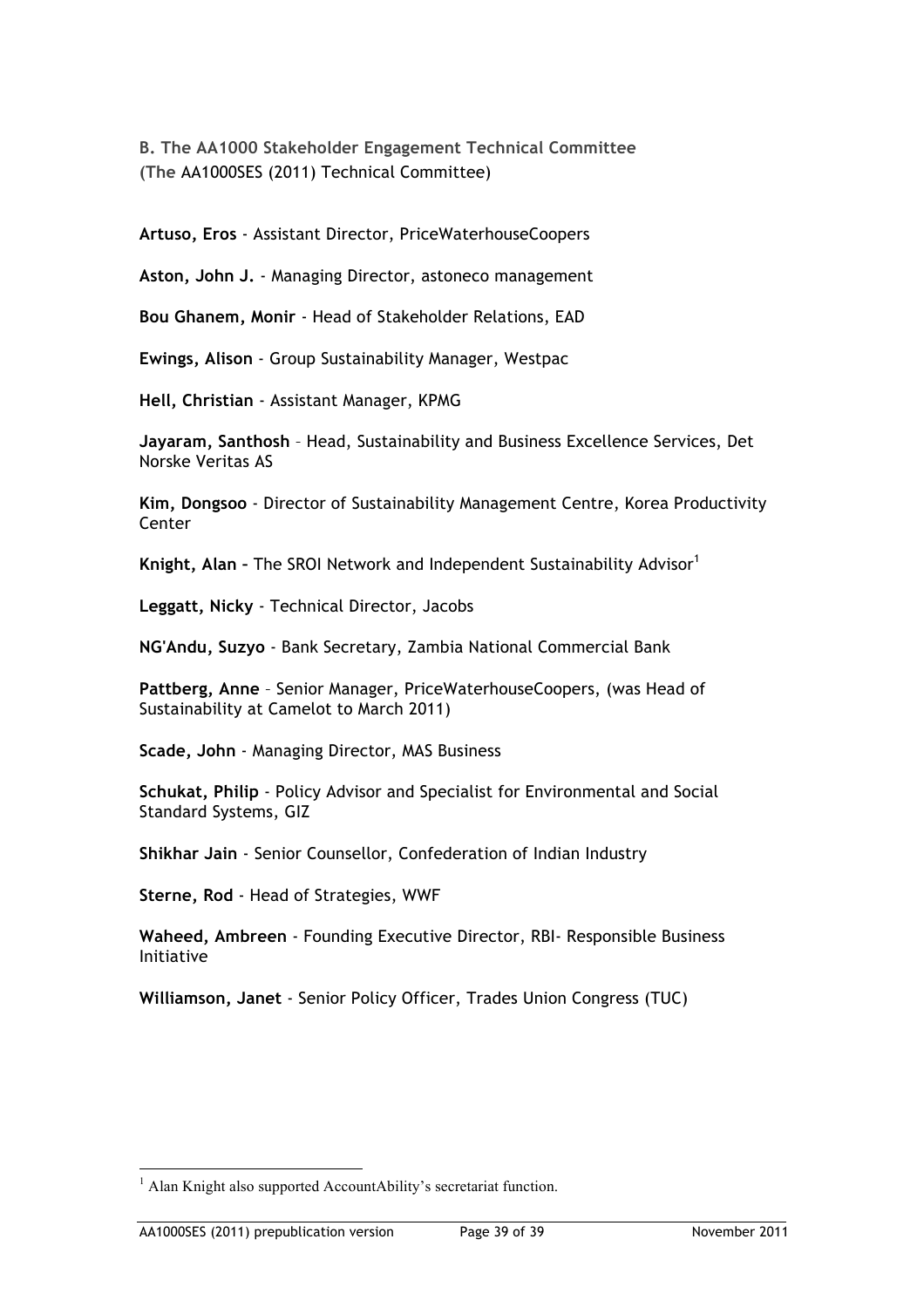## B. The AA1000 Stakeholder Engagement Technical Committee (The AA1000SES (2011) Technical Committee)

**Artuso, Eros** - Assistant Director, PriceWaterhouseCoopers

**Aston, John J.** - Managing Director, astoneco management

**Bou Ghanem, Monir** - Head of Stakeholder Relations, EAD

**Ewings, Alison** - Group Sustainability Manager, Westpac

**Hell, Christian** - Assistant Manager, KPMG

**Jayaram, Santhosh** – Head, Sustainability and Business Excellence Services, Det Norske Veritas AS

**Kim, Dongsoo** - Director of Sustainability Management Centre, Korea Productivity Center

**Knight, Alan –** The SROI Network and Independent Sustainability Advisor[1]

**Leggatt, Nicky** - Technical Director, Jacobs

**NG'Andu, Suzyo** - Bank Secretary, Zambia National Commercial Bank

**Pattberg, Anne** – Senior Manager, PriceWaterhouseCoopers, (was Head of Sustainability at Camelot to March 2011)

**Scade, John** - Managing Director, MAS Business

**Schukat, Philip** - Policy Advisor and Specialist for Environmental and Social Standard Systems, GIZ

**Shikhar Jain** - Senior Counsellor, Confederation of Indian Industry

**Sterne, Rod** - Head of Strategies, WWF

**Waheed, Ambreen** - Founding Executive Director, RBI- Responsible Business Initiative

**Williamson, Janet** - Senior Policy Officer, Trades Union Congress (TUC)

---

[1] Alan Knight also supported AccountAbility's secretariat function.